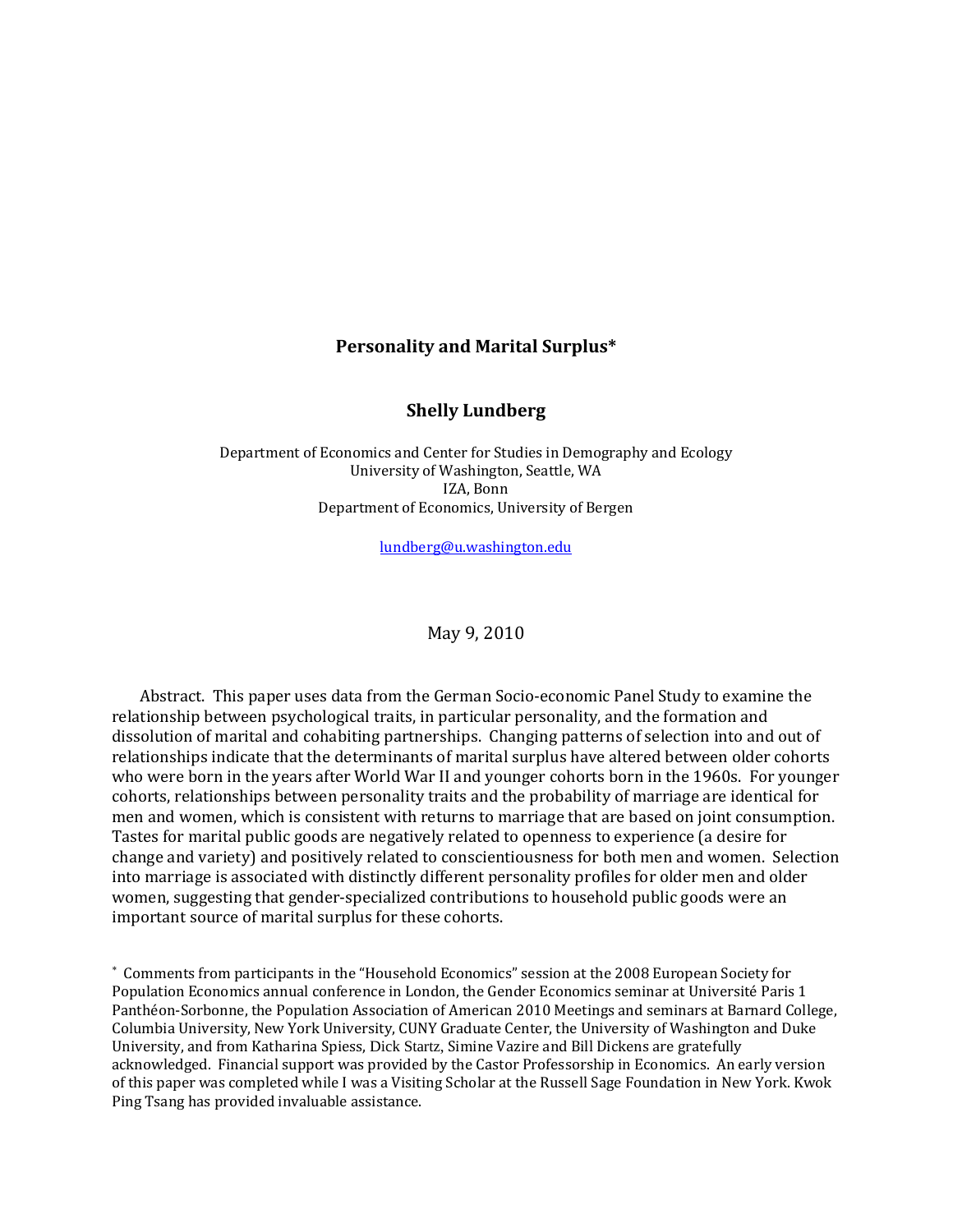# Personality and Marital Surplus*

**Shelly Lundberg**

Department of Economics and Center for Studies in Demography and Ecology
University of Washington, Seattle, WA
IZA, Bonn
Department of Economics, University of Bergen

lundberg@u.washington.edu

May 9, 2010

Abstract. This paper uses data from the German Socio-economic Panel Study to examine the relationship between psychological traits, in particular personality, and the formation and dissolution of marital and cohabiting partnerships. Changing patterns of selection into and out of relationships indicate that the determinants of marital surplus have altered between older cohorts who were born in the years after World War II and younger cohorts born in the 1960s. For younger cohorts, relationships between personality traits and the probability of marriage are identical for men and women, which is consistent with returns to marriage that are based on joint consumption. Tastes for marital public goods are negatively related to openness to experience (a desire for change and variety) and positively related to conscientiousness for both men and women. Selection into marriage is associated with distinctly different personality profiles for older men and older women, suggesting that gender-specialized contributions to household public goods were an important source of marital surplus for these cohorts.

\* Comments from participants in the "Household Economics" session at the 2008 European Society for Population Economics annual conference in London, the Gender Economics seminar at Université Paris 1 Panthéon-Sorbonne, the Population Association of American 2010 Meetings and seminars at Barnard College, Columbia University, New York University, CUNY Graduate Center, the University of Washington and Duke University, and from Katharina Spiess, Dick Startz, Simine Vazire and Bill Dickens are gratefully acknowledged. Financial support was provided by the Castor Professorship in Economics. An early version of this paper was completed while I was a Visiting Scholar at the Russell Sage Foundation in New York. Kwok Ping Tsang has provided invaluable assistance.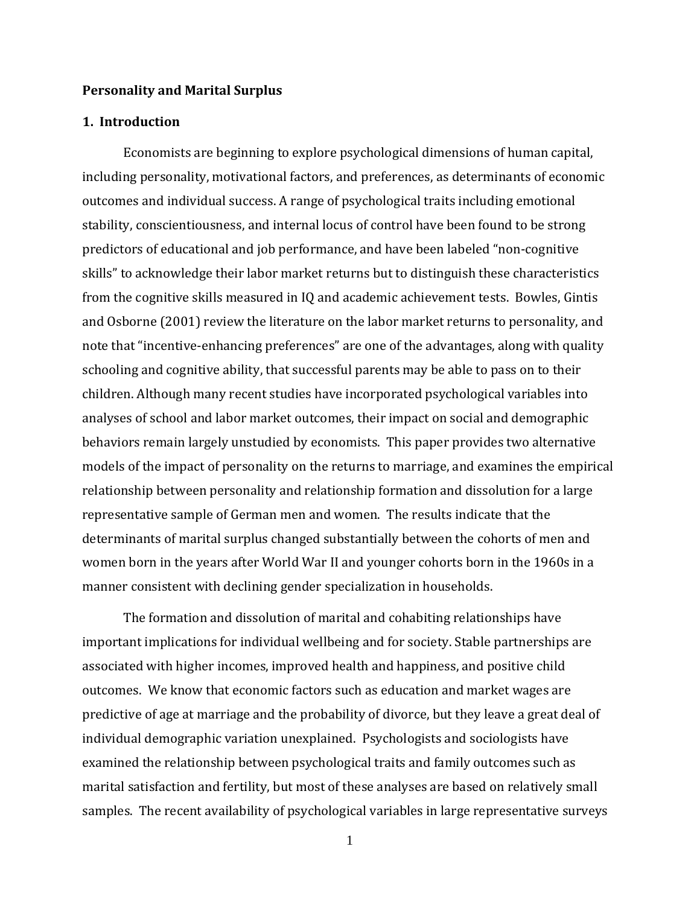**Personality and Marital Surplus**

**1. Introduction**

Economists are beginning to explore psychological dimensions of human capital, including personality, motivational factors, and preferences, as determinants of economic outcomes and individual success. A range of psychological traits including emotional stability, conscientiousness, and internal locus of control have been found to be strong predictors of educational and job performance, and have been labeled "non-cognitive skills" to acknowledge their labor market returns but to distinguish these characteristics from the cognitive skills measured in IQ and academic achievement tests. Bowles, Gintis and Osborne (2001) review the literature on the labor market returns to personality, and note that "incentive-enhancing preferences" are one of the advantages, along with quality schooling and cognitive ability, that successful parents may be able to pass on to their children. Although many recent studies have incorporated psychological variables into analyses of school and labor market outcomes, their impact on social and demographic behaviors remain largely unstudied by economists. This paper provides two alternative models of the impact of personality on the returns to marriage, and examines the empirical relationship between personality and relationship formation and dissolution for a large representative sample of German men and women. The results indicate that the determinants of marital surplus changed substantially between the cohorts of men and women born in the years after World War II and younger cohorts born in the 1960s in a manner consistent with declining gender specialization in households.

The formation and dissolution of marital and cohabiting relationships have important implications for individual wellbeing and for society. Stable partnerships are associated with higher incomes, improved health and happiness, and positive child outcomes. We know that economic factors such as education and market wages are predictive of age at marriage and the probability of divorce, but they leave a great deal of individual demographic variation unexplained. Psychologists and sociologists have examined the relationship between psychological traits and family outcomes such as marital satisfaction and fertility, but most of these analyses are based on relatively small samples. The recent availability of psychological variables in large representative surveys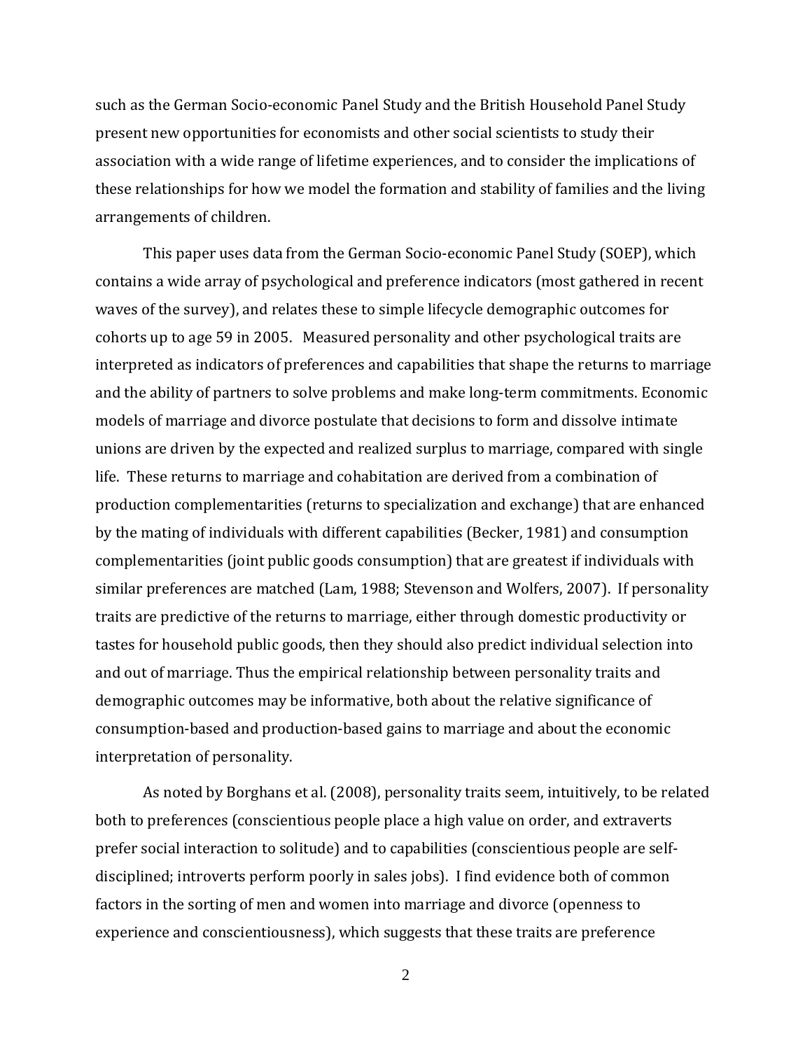such as the German Socio-economic Panel Study and the British Household Panel Study present new opportunities for economists and other social scientists to study their association with a wide range of lifetime experiences, and to consider the implications of these relationships for how we model the formation and stability of families and the living arrangements of children.

This paper uses data from the German Socio-economic Panel Study (SOEP), which contains a wide array of psychological and preference indicators (most gathered in recent waves of the survey), and relates these to simple lifecycle demographic outcomes for cohorts up to age 59 in 2005. Measured personality and other psychological traits are interpreted as indicators of preferences and capabilities that shape the returns to marriage and the ability of partners to solve problems and make long-term commitments. Economic models of marriage and divorce postulate that decisions to form and dissolve intimate unions are driven by the expected and realized surplus to marriage, compared with single life. These returns to marriage and cohabitation are derived from a combination of production complementarities (returns to specialization and exchange) that are enhanced by the mating of individuals with different capabilities (Becker, 1981) and consumption complementarities (joint public goods consumption) that are greatest if individuals with similar preferences are matched (Lam, 1988; Stevenson and Wolfers, 2007). If personality traits are predictive of the returns to marriage, either through domestic productivity or tastes for household public goods, then they should also predict individual selection into and out of marriage. Thus the empirical relationship between personality traits and demographic outcomes may be informative, both about the relative significance of consumption-based and production-based gains to marriage and about the economic interpretation of personality.

As noted by Borghans et al. (2008), personality traits seem, intuitively, to be related both to preferences (conscientious people place a high value on order, and extraverts prefer social interaction to solitude) and to capabilities (conscientious people are self-disciplined; introverts perform poorly in sales jobs). I find evidence both of common factors in the sorting of men and women into marriage and divorce (openness to experience and conscientiousness), which suggests that these traits are preference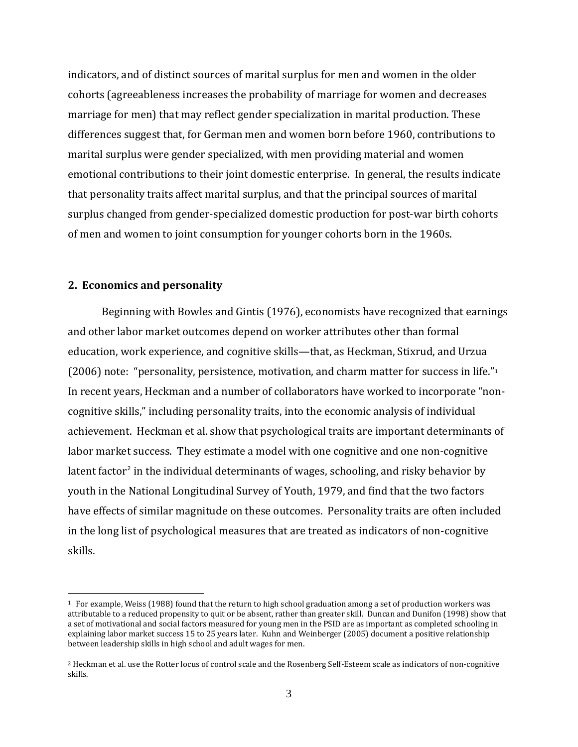indicators, and of distinct sources of marital surplus for men and women in the older cohorts (agreeableness increases the probability of marriage for women and decreases marriage for men) that may reflect gender specialization in marital production. These differences suggest that, for German men and women born before 1960, contributions to marital surplus were gender specialized, with men providing material and women emotional contributions to their joint domestic enterprise. In general, the results indicate that personality traits affect marital surplus, and that the principal sources of marital surplus changed from gender-specialized domestic production for post-war birth cohorts of men and women to joint consumption for younger cohorts born in the 1960s.

## 2. Economics and personality

Beginning with Bowles and Gintis (1976), economists have recognized that earnings and other labor market outcomes depend on worker attributes other than formal education, work experience, and cognitive skills—that, as Heckman, Stixrud, and Urzua (2006) note: "personality, persistence, motivation, and charm matter for success in life."[1] In recent years, Heckman and a number of collaborators have worked to incorporate "non-cognitive skills," including personality traits, into the economic analysis of individual achievement. Heckman et al. show that psychological traits are important determinants of labor market success. They estimate a model with one cognitive and one non-cognitive latent factor[2] in the individual determinants of wages, schooling, and risky behavior by youth in the National Longitudinal Survey of Youth, 1979, and find that the two factors have effects of similar magnitude on these outcomes. Personality traits are often included in the long list of psychological measures that are treated as indicators of non-cognitive skills.

---

[1] For example, Weiss (1988) found that the return to high school graduation among a set of production workers was attributable to a reduced propensity to quit or be absent, rather than greater skill. Duncan and Dunifon (1998) show that a set of motivational and social factors measured for young men in the PSID are as important as completed schooling in explaining labor market success 15 to 25 years later. Kuhn and Weinberger (2005) document a positive relationship between leadership skills in high school and adult wages for men.

[2] Heckman et al. use the Rotter locus of control scale and the Rosenberg Self-Esteem scale as indicators of non-cognitive skills.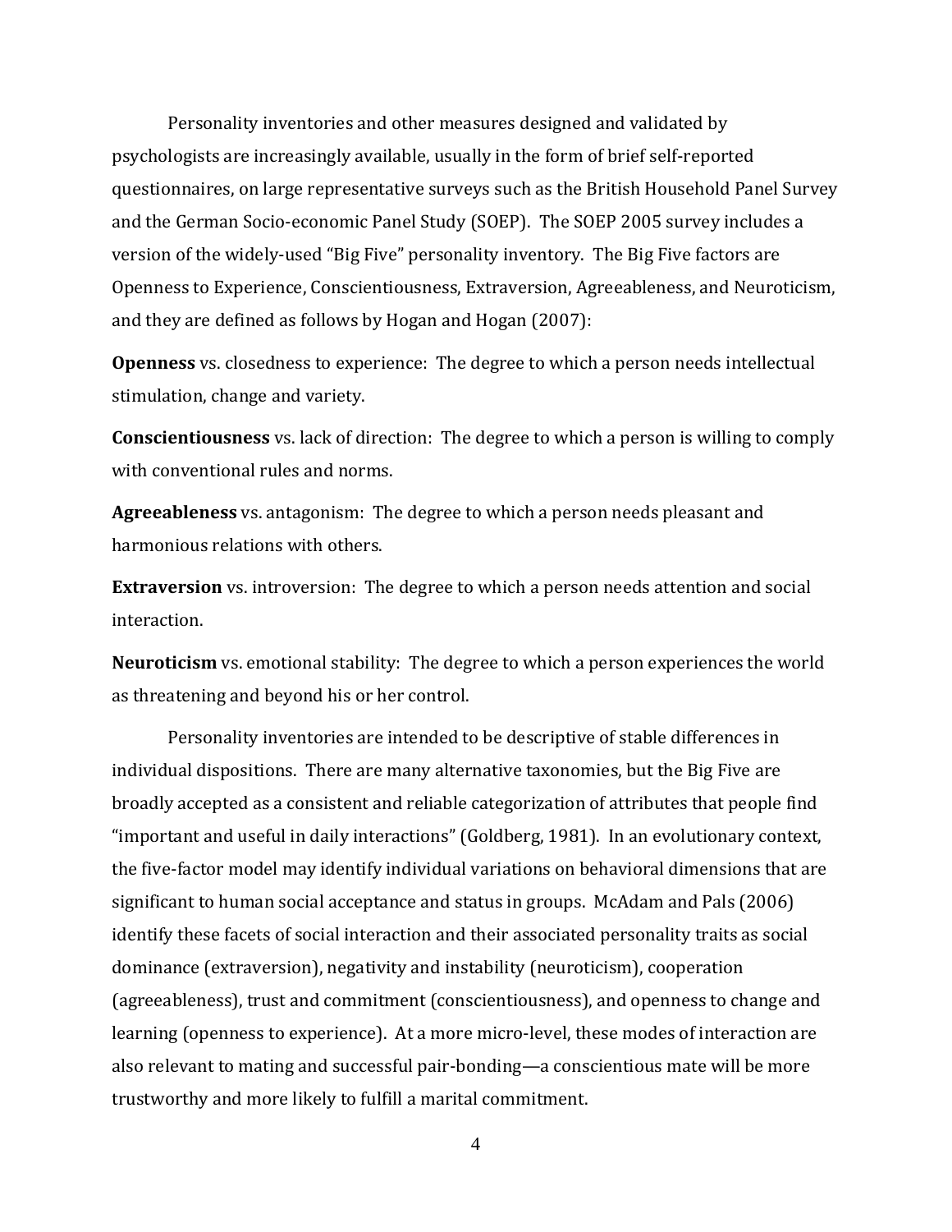Personality inventories and other measures designed and validated by psychologists are increasingly available, usually in the form of brief self-reported questionnaires, on large representative surveys such as the British Household Panel Survey and the German Socio-economic Panel Study (SOEP). The SOEP 2005 survey includes a version of the widely-used "Big Five" personality inventory. The Big Five factors are Openness to Experience, Conscientiousness, Extraversion, Agreeableness, and Neuroticism, and they are defined as follows by Hogan and Hogan (2007):

**Openness** vs. closedness to experience: The degree to which a person needs intellectual stimulation, change and variety.

**Conscientiousness** vs. lack of direction: The degree to which a person is willing to comply with conventional rules and norms.

**Agreeableness** vs. antagonism: The degree to which a person needs pleasant and harmonious relations with others.

**Extraversion** vs. introversion: The degree to which a person needs attention and social interaction.

**Neuroticism** vs. emotional stability: The degree to which a person experiences the world as threatening and beyond his or her control.

Personality inventories are intended to be descriptive of stable differences in individual dispositions. There are many alternative taxonomies, but the Big Five are broadly accepted as a consistent and reliable categorization of attributes that people find "important and useful in daily interactions" (Goldberg, 1981). In an evolutionary context, the five-factor model may identify individual variations on behavioral dimensions that are significant to human social acceptance and status in groups. McAdam and Pals (2006) identify these facets of social interaction and their associated personality traits as social dominance (extraversion), negativity and instability (neuroticism), cooperation (agreeableness), trust and commitment (conscientiousness), and openness to change and learning (openness to experience). At a more micro-level, these modes of interaction are also relevant to mating and successful pair-bonding—a conscientious mate will be more trustworthy and more likely to fulfill a marital commitment.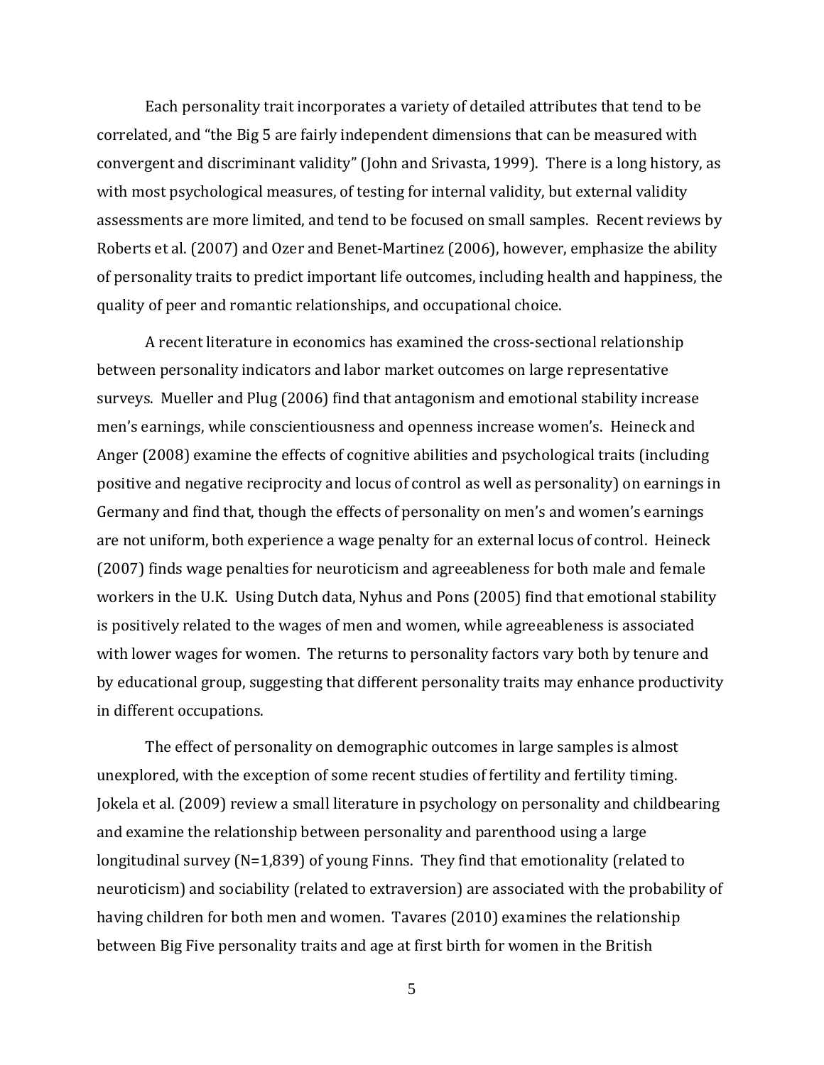Each personality trait incorporates a variety of detailed attributes that tend to be correlated, and "the Big 5 are fairly independent dimensions that can be measured with convergent and discriminant validity" (John and Srivasta, 1999). There is a long history, as with most psychological measures, of testing for internal validity, but external validity assessments are more limited, and tend to be focused on small samples. Recent reviews by Roberts et al. (2007) and Ozer and Benet-Martinez (2006), however, emphasize the ability of personality traits to predict important life outcomes, including health and happiness, the quality of peer and romantic relationships, and occupational choice.

A recent literature in economics has examined the cross-sectional relationship between personality indicators and labor market outcomes on large representative surveys. Mueller and Plug (2006) find that antagonism and emotional stability increase men's earnings, while conscientiousness and openness increase women's. Heineck and Anger (2008) examine the effects of cognitive abilities and psychological traits (including positive and negative reciprocity and locus of control as well as personality) on earnings in Germany and find that, though the effects of personality on men's and women's earnings are not uniform, both experience a wage penalty for an external locus of control. Heineck (2007) finds wage penalties for neuroticism and agreeableness for both male and female workers in the U.K. Using Dutch data, Nyhus and Pons (2005) find that emotional stability is positively related to the wages of men and women, while agreeableness is associated with lower wages for women. The returns to personality factors vary both by tenure and by educational group, suggesting that different personality traits may enhance productivity in different occupations.

The effect of personality on demographic outcomes in large samples is almost unexplored, with the exception of some recent studies of fertility and fertility timing. Jokela et al. (2009) review a small literature in psychology on personality and childbearing and examine the relationship between personality and parenthood using a large longitudinal survey (N=1,839) of young Finns. They find that emotionality (related to neuroticism) and sociability (related to extraversion) are associated with the probability of having children for both men and women. Tavares (2010) examines the relationship between Big Five personality traits and age at first birth for women in the British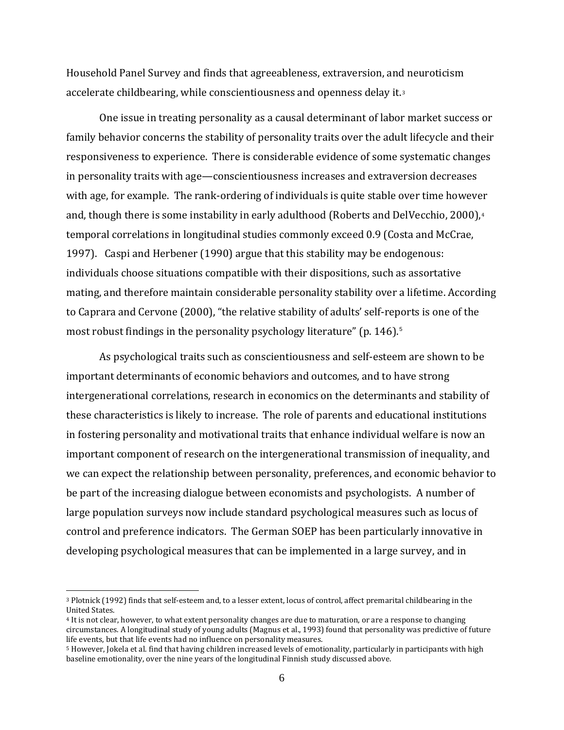Household Panel Survey and finds that agreeableness, extraversion, and neuroticism accelerate childbearing, while conscientiousness and openness delay it.[3]

One issue in treating personality as a causal determinant of labor market success or family behavior concerns the stability of personality traits over the adult lifecycle and their responsiveness to experience. There is considerable evidence of some systematic changes in personality traits with age—conscientiousness increases and extraversion decreases with age, for example. The rank-ordering of individuals is quite stable over time however and, though there is some instability in early adulthood (Roberts and DelVecchio, 2000),[4] temporal correlations in longitudinal studies commonly exceed 0.9 (Costa and McCrae, 1997). Caspi and Herbener (1990) argue that this stability may be endogenous: individuals choose situations compatible with their dispositions, such as assortative mating, and therefore maintain considerable personality stability over a lifetime. According to Caprara and Cervone (2000), "the relative stability of adults' self-reports is one of the most robust findings in the personality psychology literature" (p. 146).[5]

As psychological traits such as conscientiousness and self-esteem are shown to be important determinants of economic behaviors and outcomes, and to have strong intergenerational correlations, research in economics on the determinants and stability of these characteristics is likely to increase. The role of parents and educational institutions in fostering personality and motivational traits that enhance individual welfare is now an important component of research on the intergenerational transmission of inequality, and we can expect the relationship between personality, preferences, and economic behavior to be part of the increasing dialogue between economists and psychologists. A number of large population surveys now include standard psychological measures such as locus of control and preference indicators. The German SOEP has been particularly innovative in developing psychological measures that can be implemented in a large survey, and in

---

[3] Plotnick (1992) finds that self-esteem and, to a lesser extent, locus of control, affect premarital childbearing in the United States.

[4] It is not clear, however, to what extent personality changes are due to maturation, or are a response to changing circumstances. A longitudinal study of young adults (Magnus et al., 1993) found that personality was predictive of future life events, but that life events had no influence on personality measures.

[5] However, Jokela et al. find that having children increased levels of emotionality, particularly in participants with high baseline emotionality, over the nine years of the longitudinal Finnish study discussed above.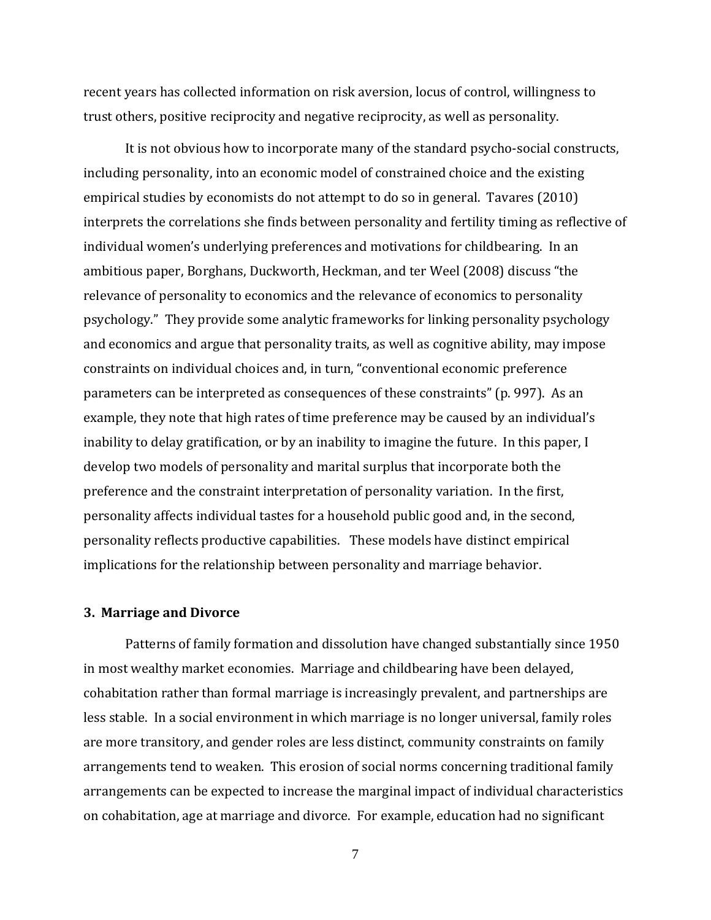recent years has collected information on risk aversion, locus of control, willingness to trust others, positive reciprocity and negative reciprocity, as well as personality.

It is not obvious how to incorporate many of the standard psycho-social constructs, including personality, into an economic model of constrained choice and the existing empirical studies by economists do not attempt to do so in general. Tavares (2010) interprets the correlations she finds between personality and fertility timing as reflective of individual women's underlying preferences and motivations for childbearing. In an ambitious paper, Borghans, Duckworth, Heckman, and ter Weel (2008) discuss "the relevance of personality to economics and the relevance of economics to personality psychology." They provide some analytic frameworks for linking personality psychology and economics and argue that personality traits, as well as cognitive ability, may impose constraints on individual choices and, in turn, "conventional economic preference parameters can be interpreted as consequences of these constraints" (p. 997). As an example, they note that high rates of time preference may be caused by an individual's inability to delay gratification, or by an inability to imagine the future. In this paper, I develop two models of personality and marital surplus that incorporate both the preference and the constraint interpretation of personality variation. In the first, personality affects individual tastes for a household public good and, in the second, personality reflects productive capabilities. These models have distinct empirical implications for the relationship between personality and marriage behavior.

## 3. Marriage and Divorce

Patterns of family formation and dissolution have changed substantially since 1950 in most wealthy market economies. Marriage and childbearing have been delayed, cohabitation rather than formal marriage is increasingly prevalent, and partnerships are less stable. In a social environment in which marriage is no longer universal, family roles are more transitory, and gender roles are less distinct, community constraints on family arrangements tend to weaken. This erosion of social norms concerning traditional family arrangements can be expected to increase the marginal impact of individual characteristics on cohabitation, age at marriage and divorce. For example, education had no significant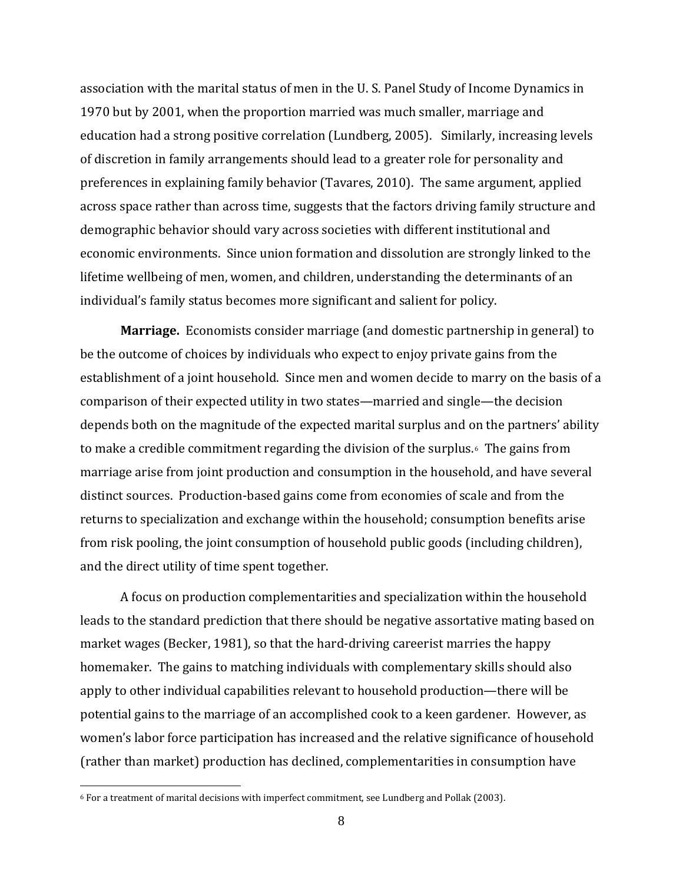association with the marital status of men in the U. S. Panel Study of Income Dynamics in 1970 but by 2001, when the proportion married was much smaller, marriage and education had a strong positive correlation (Lundberg, 2005). Similarly, increasing levels of discretion in family arrangements should lead to a greater role for personality and preferences in explaining family behavior (Tavares, 2010). The same argument, applied across space rather than across time, suggests that the factors driving family structure and demographic behavior should vary across societies with different institutional and economic environments. Since union formation and dissolution are strongly linked to the lifetime wellbeing of men, women, and children, understanding the determinants of an individual's family status becomes more significant and salient for policy.

**Marriage.** Economists consider marriage (and domestic partnership in general) to be the outcome of choices by individuals who expect to enjoy private gains from the establishment of a joint household. Since men and women decide to marry on the basis of a comparison of their expected utility in two states—married and single—the decision depends both on the magnitude of the expected marital surplus and on the partners' ability to make a credible commitment regarding the division of the surplus.[6] The gains from marriage arise from joint production and consumption in the household, and have several distinct sources. Production-based gains come from economies of scale and from the returns to specialization and exchange within the household; consumption benefits arise from risk pooling, the joint consumption of household public goods (including children), and the direct utility of time spent together.

A focus on production complementarities and specialization within the household leads to the standard prediction that there should be negative assortative mating based on market wages (Becker, 1981), so that the hard-driving careerist marries the happy homemaker. The gains to matching individuals with complementary skills should also apply to other individual capabilities relevant to household production—there will be potential gains to the marriage of an accomplished cook to a keen gardener. However, as women's labor force participation has increased and the relative significance of household (rather than market) production has declined, complementarities in consumption have

[6] For a treatment of marital decisions with imperfect commitment, see Lundberg and Pollak (2003).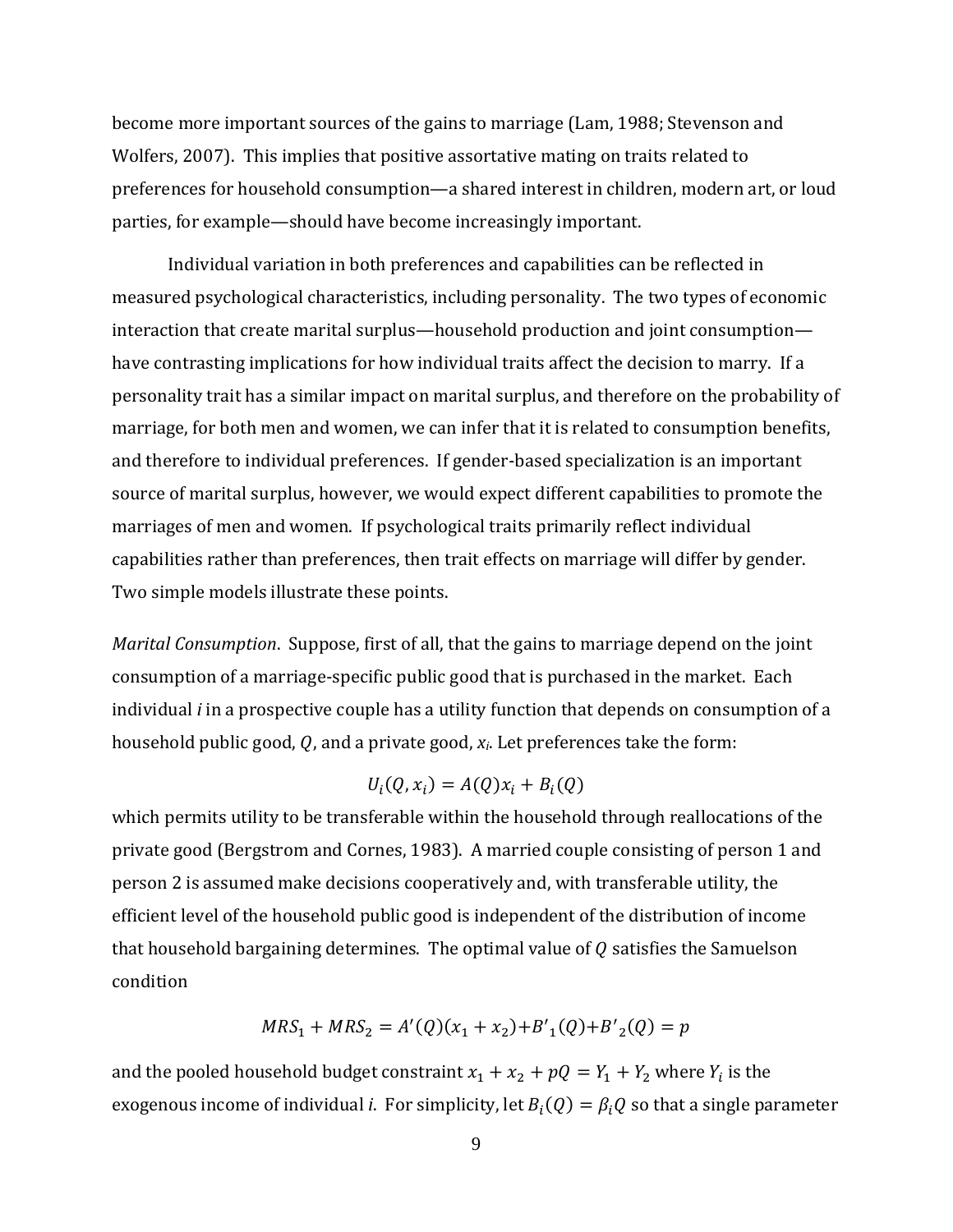become more important sources of the gains to marriage (Lam, 1988; Stevenson and Wolfers, 2007). This implies that positive assortative mating on traits related to preferences for household consumption—a shared interest in children, modern art, or loud parties, for example—should have become increasingly important.

Individual variation in both preferences and capabilities can be reflected in measured psychological characteristics, including personality. The two types of economic interaction that create marital surplus—household production and joint consumption—have contrasting implications for how individual traits affect the decision to marry. If a personality trait has a similar impact on marital surplus, and therefore on the probability of marriage, for both men and women, we can infer that it is related to consumption benefits, and therefore to individual preferences. If gender-based specialization is an important source of marital surplus, however, we would expect different capabilities to promote the marriages of men and women. If psychological traits primarily reflect individual capabilities rather than preferences, then trait effects on marriage will differ by gender. Two simple models illustrate these points.

*Marital Consumption*. Suppose, first of all, that the gains to marriage depend on the joint consumption of a marriage-specific public good that is purchased in the market. Each individual *i* in a prospective couple has a utility function that depends on consumption of a household public good, $Q$, and a private good, $x_i$. Let preferences take the form:

$$U_i(Q, x_i) = A(Q)x_i + B_i(Q)$$

which permits utility to be transferable within the household through reallocations of the private good (Bergstrom and Cornes, 1983). A married couple consisting of person 1 and person 2 is assumed make decisions cooperatively and, with transferable utility, the efficient level of the household public good is independent of the distribution of income that household bargaining determines. The optimal value of $Q$ satisfies the Samuelson condition

$$MRS_1 + MRS_2 = A'(Q)(x_1 + x_2) + B'_1(Q) + B'_2(Q) = p$$

and the pooled household budget constraint $x_1 + x_2 + pQ = Y_1 + Y_2$ where $Y_i$ is the exogenous income of individual *i*. For simplicity, let $B_i(Q) = \beta_i Q$ so that a single parameter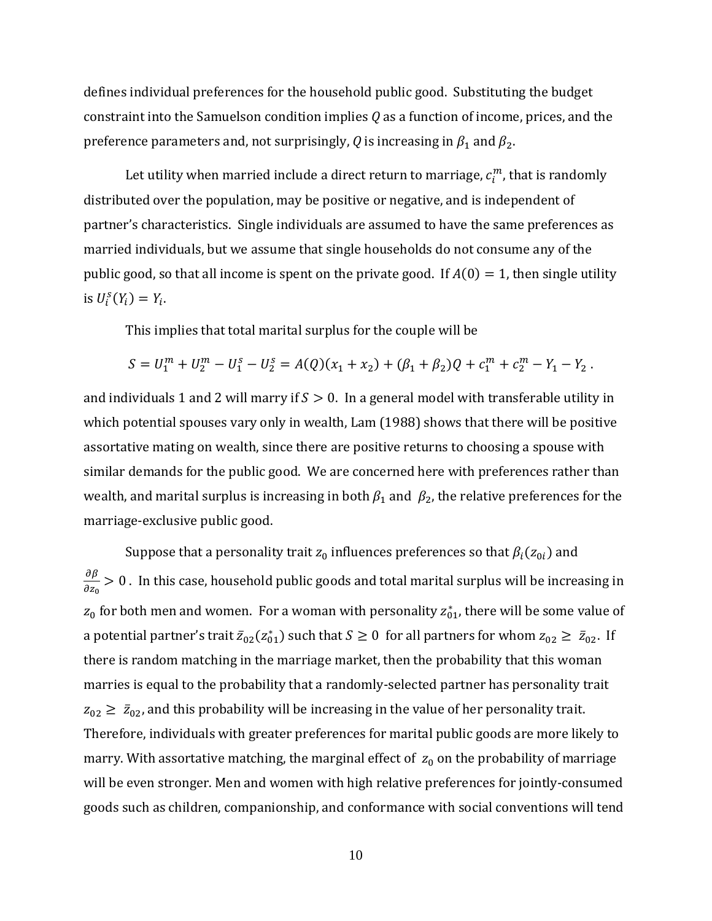defines individual preferences for the household public good. Substituting the budget constraint into the Samuelson condition implies $Q$ as a function of income, prices, and the preference parameters and, not surprisingly, $Q$ is increasing in $\beta_1$ and $\beta_2$.

Let utility when married include a direct return to marriage, $c_i^m$, that is randomly distributed over the population, may be positive or negative, and is independent of partner's characteristics. Single individuals are assumed to have the same preferences as married individuals, but we assume that single households do not consume any of the public good, so that all income is spent on the private good. If $A(0) = 1$, then single utility is $U_i^s(Y_i) = Y_i$.

This implies that total marital surplus for the couple will be

$$S = U_1^m + U_2^m - U_1^s - U_2^s = A(Q)(x_1 + x_2) + (\beta_1 + \beta_2)Q + c_1^m + c_2^m - Y_1 - Y_2 .$$

and individuals 1 and 2 will marry if $S > 0$. In a general model with transferable utility in which potential spouses vary only in wealth, Lam (1988) shows that there will be positive assortative mating on wealth, since there are positive returns to choosing a spouse with similar demands for the public good. We are concerned here with preferences rather than wealth, and marital surplus is increasing in both $\beta_1$ and $\beta_2$, the relative preferences for the marriage-exclusive public good.

Suppose that a personality trait $z_0$ influences preferences so that $\beta_i(z_{0i})$ and $\frac{\partial \beta}{\partial z_0} > 0$ . In this case, household public goods and total marital surplus will be increasing in $z_0$ for both men and women. For a woman with personality $z_{01}^*$, there will be some value of a potential partner's trait $\bar{z}_{02}(z_{01}^*)$ such that $S \geq 0$ for all partners for whom $z_{02} \geq \bar{z}_{02}$. If there is random matching in the marriage market, then the probability that this woman marries is equal to the probability that a randomly-selected partner has personality trait $z_{02} \geq \bar{z}_{02}$, and this probability will be increasing in the value of her personality trait. Therefore, individuals with greater preferences for marital public goods are more likely to marry. With assortative matching, the marginal effect of $z_0$ on the probability of marriage will be even stronger. Men and women with high relative preferences for jointly-consumed goods such as children, companionship, and conformance with social conventions will tend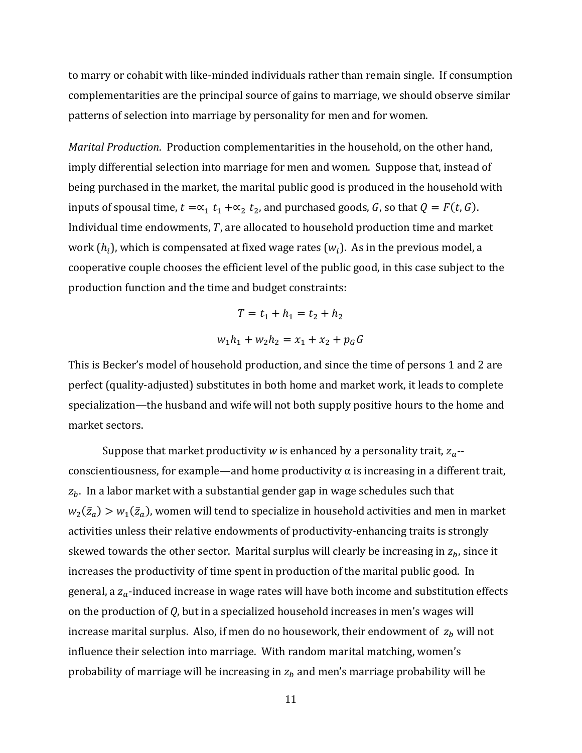to marry or cohabit with like-minded individuals rather than remain single. If consumption complementarities are the principal source of gains to marriage, we should observe similar patterns of selection into marriage by personality for men and for women.

*Marital Production*. Production complementarities in the household, on the other hand, imply differential selection into marriage for men and women. Suppose that, instead of being purchased in the market, the marital public good is produced in the household with inputs of spousal time, $t = \propto_1 t_1 + \propto_2 t_2$, and purchased goods, $G$, so that $Q = F(t, G)$. Individual time endowments, $T$, are allocated to household production time and market work ($h_i$), which is compensated at fixed wage rates ($w_i$). As in the previous model, a cooperative couple chooses the efficient level of the public good, in this case subject to the production function and the time and budget constraints:

$$T = t_1 + h_1 = t_2 + h_2$$

$$w_1 h_1 + w_2 h_2 = x_1 + x_2 + p_G G$$

This is Becker's model of household production, and since the time of persons 1 and 2 are perfect (quality-adjusted) substitutes in both home and market work, it leads to complete specialization—the husband and wife will not both supply positive hours to the home and market sectors.

Suppose that market productivity $w$ is enhanced by a personality trait, $z_a$--conscientiousness, for example—and home productivity α is increasing in a different trait, $z_b$. In a labor market with a substantial gender gap in wage schedules such that $w_2(\bar{z}_a) > w_1(\bar{z}_a)$, women will tend to specialize in household activities and men in market activities unless their relative endowments of productivity-enhancing traits is strongly skewed towards the other sector. Marital surplus will clearly be increasing in $z_b$, since it increases the productivity of time spent in production of the marital public good. In general, a $z_a$-induced increase in wage rates will have both income and substitution effects on the production of $Q$, but in a specialized household increases in men's wages will increase marital surplus. Also, if men do no housework, their endowment of $z_b$ will not influence their selection into marriage. With random marital matching, women's probability of marriage will be increasing in $z_b$ and men's marriage probability will be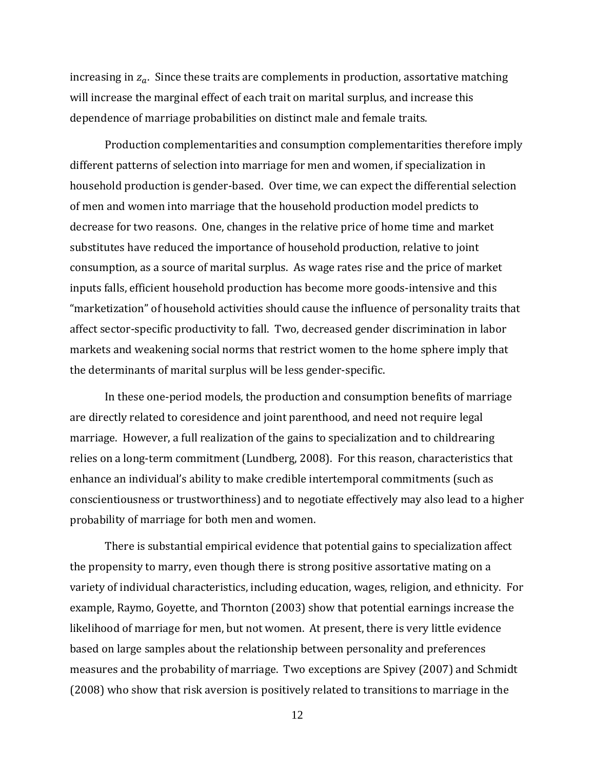increasing in $z_a$. Since these traits are complements in production, assortative matching will increase the marginal effect of each trait on marital surplus, and increase this dependence of marriage probabilities on distinct male and female traits.

Production complementarities and consumption complementarities therefore imply different patterns of selection into marriage for men and women, if specialization in household production is gender-based. Over time, we can expect the differential selection of men and women into marriage that the household production model predicts to decrease for two reasons. One, changes in the relative price of home time and market substitutes have reduced the importance of household production, relative to joint consumption, as a source of marital surplus. As wage rates rise and the price of market inputs falls, efficient household production has become more goods-intensive and this "marketization" of household activities should cause the influence of personality traits that affect sector-specific productivity to fall. Two, decreased gender discrimination in labor markets and weakening social norms that restrict women to the home sphere imply that the determinants of marital surplus will be less gender-specific.

In these one-period models, the production and consumption benefits of marriage are directly related to coresidence and joint parenthood, and need not require legal marriage. However, a full realization of the gains to specialization and to childrearing relies on a long-term commitment (Lundberg, 2008). For this reason, characteristics that enhance an individual's ability to make credible intertemporal commitments (such as conscientiousness or trustworthiness) and to negotiate effectively may also lead to a higher probability of marriage for both men and women.

There is substantial empirical evidence that potential gains to specialization affect the propensity to marry, even though there is strong positive assortative mating on a variety of individual characteristics, including education, wages, religion, and ethnicity. For example, Raymo, Goyette, and Thornton (2003) show that potential earnings increase the likelihood of marriage for men, but not women. At present, there is very little evidence based on large samples about the relationship between personality and preferences measures and the probability of marriage. Two exceptions are Spivey (2007) and Schmidt (2008) who show that risk aversion is positively related to transitions to marriage in the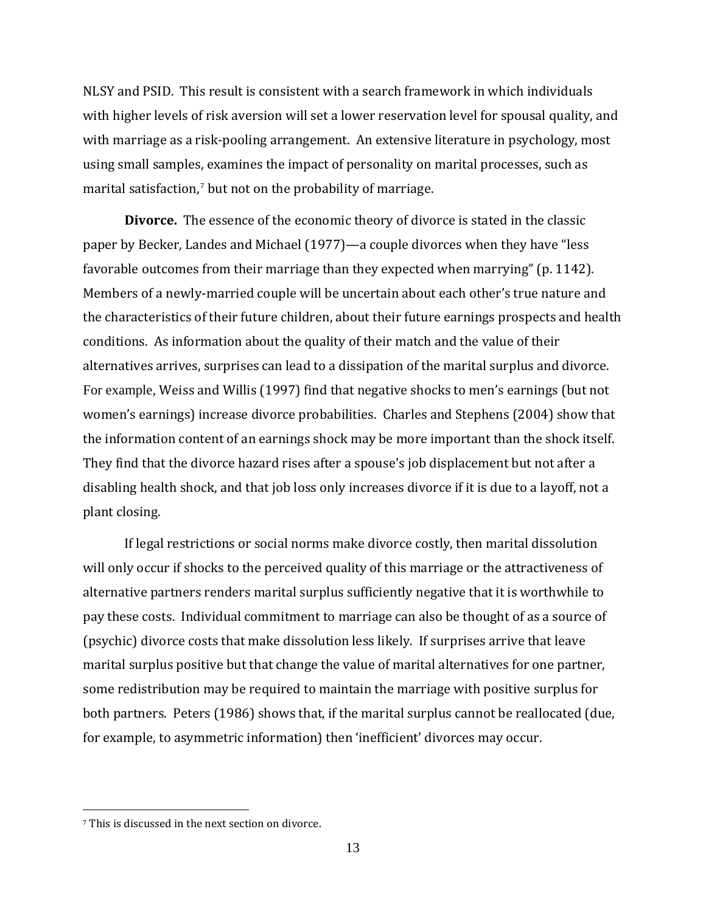NLSY and PSID. This result is consistent with a search framework in which individuals with higher levels of risk aversion will set a lower reservation level for spousal quality, and with marriage as a risk-pooling arrangement. An extensive literature in psychology, most using small samples, examines the impact of personality on marital processes, such as marital satisfaction,[7] but not on the probability of marriage.

**Divorce.** The essence of the economic theory of divorce is stated in the classic paper by Becker, Landes and Michael (1977)—a couple divorces when they have "less favorable outcomes from their marriage than they expected when marrying" (p. 1142). Members of a newly-married couple will be uncertain about each other's true nature and the characteristics of their future children, about their future earnings prospects and health conditions. As information about the quality of their match and the value of their alternatives arrives, surprises can lead to a dissipation of the marital surplus and divorce. For example, Weiss and Willis (1997) find that negative shocks to men's earnings (but not women's earnings) increase divorce probabilities. Charles and Stephens (2004) show that the information content of an earnings shock may be more important than the shock itself. They find that the divorce hazard rises after a spouse's job displacement but not after a disabling health shock, and that job loss only increases divorce if it is due to a layoff, not a plant closing.

If legal restrictions or social norms make divorce costly, then marital dissolution will only occur if shocks to the perceived quality of this marriage or the attractiveness of alternative partners renders marital surplus sufficiently negative that it is worthwhile to pay these costs. Individual commitment to marriage can also be thought of as a source of (psychic) divorce costs that make dissolution less likely. If surprises arrive that leave marital surplus positive but that change the value of marital alternatives for one partner, some redistribution may be required to maintain the marriage with positive surplus for both partners. Peters (1986) shows that, if the marital surplus cannot be reallocated (due, for example, to asymmetric information) then 'inefficient' divorces may occur.

---

[7] This is discussed in the next section on divorce.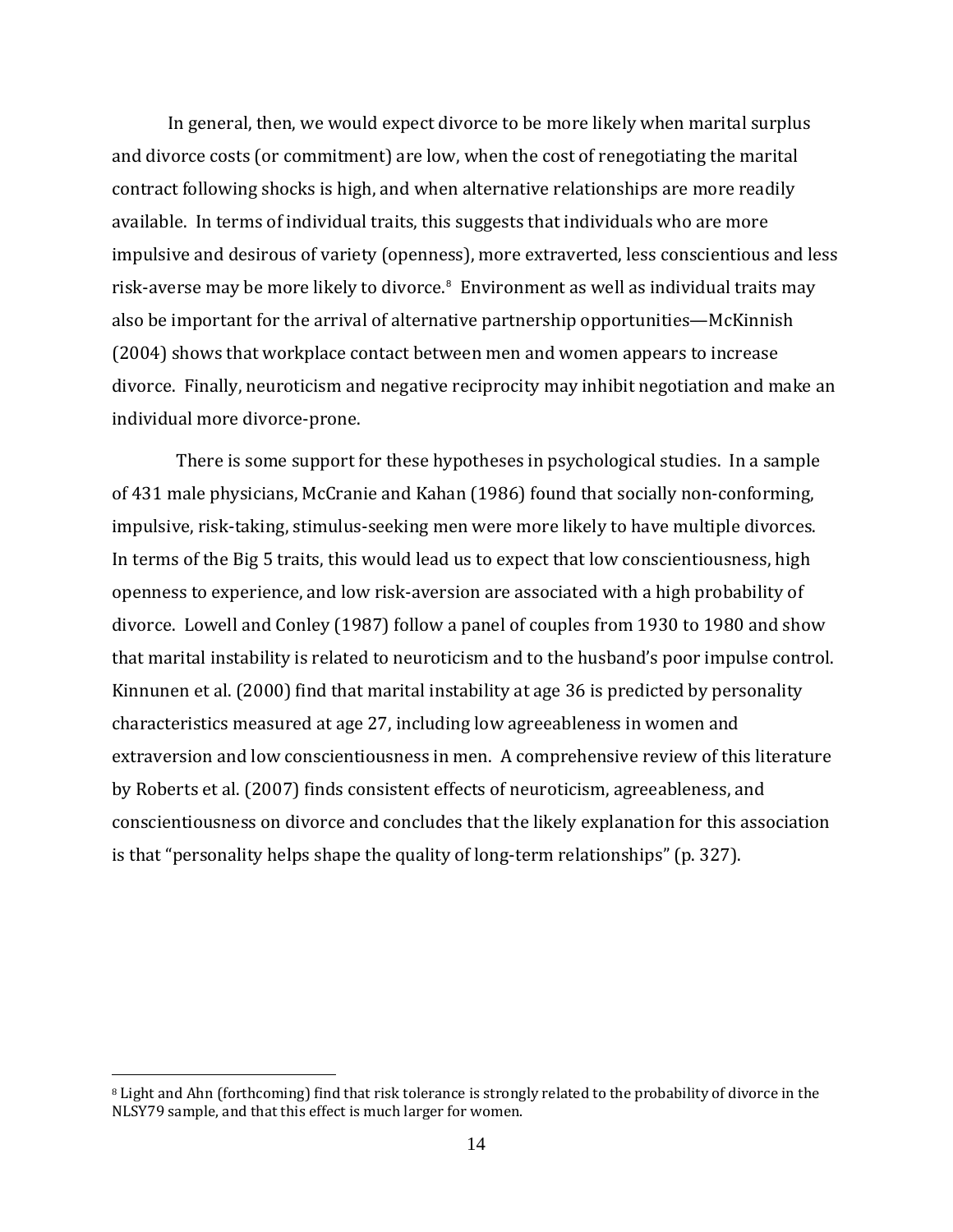In general, then, we would expect divorce to be more likely when marital surplus and divorce costs (or commitment) are low, when the cost of renegotiating the marital contract following shocks is high, and when alternative relationships are more readily available. In terms of individual traits, this suggests that individuals who are more impulsive and desirous of variety (openness), more extraverted, less conscientious and less risk-averse may be more likely to divorce.[8] Environment as well as individual traits may also be important for the arrival of alternative partnership opportunities—McKinnish (2004) shows that workplace contact between men and women appears to increase divorce. Finally, neuroticism and negative reciprocity may inhibit negotiation and make an individual more divorce-prone.

There is some support for these hypotheses in psychological studies. In a sample of 431 male physicians, McCranie and Kahan (1986) found that socially non-conforming, impulsive, risk-taking, stimulus-seeking men were more likely to have multiple divorces. In terms of the Big 5 traits, this would lead us to expect that low conscientiousness, high openness to experience, and low risk-aversion are associated with a high probability of divorce. Lowell and Conley (1987) follow a panel of couples from 1930 to 1980 and show that marital instability is related to neuroticism and to the husband's poor impulse control. Kinnunen et al. (2000) find that marital instability at age 36 is predicted by personality characteristics measured at age 27, including low agreeableness in women and extraversion and low conscientiousness in men. A comprehensive review of this literature by Roberts et al. (2007) finds consistent effects of neuroticism, agreeableness, and conscientiousness on divorce and concludes that the likely explanation for this association is that "personality helps shape the quality of long-term relationships" (p. 327).

---

[8] Light and Ahn (forthcoming) find that risk tolerance is strongly related to the probability of divorce in the NLSY79 sample, and that this effect is much larger for women.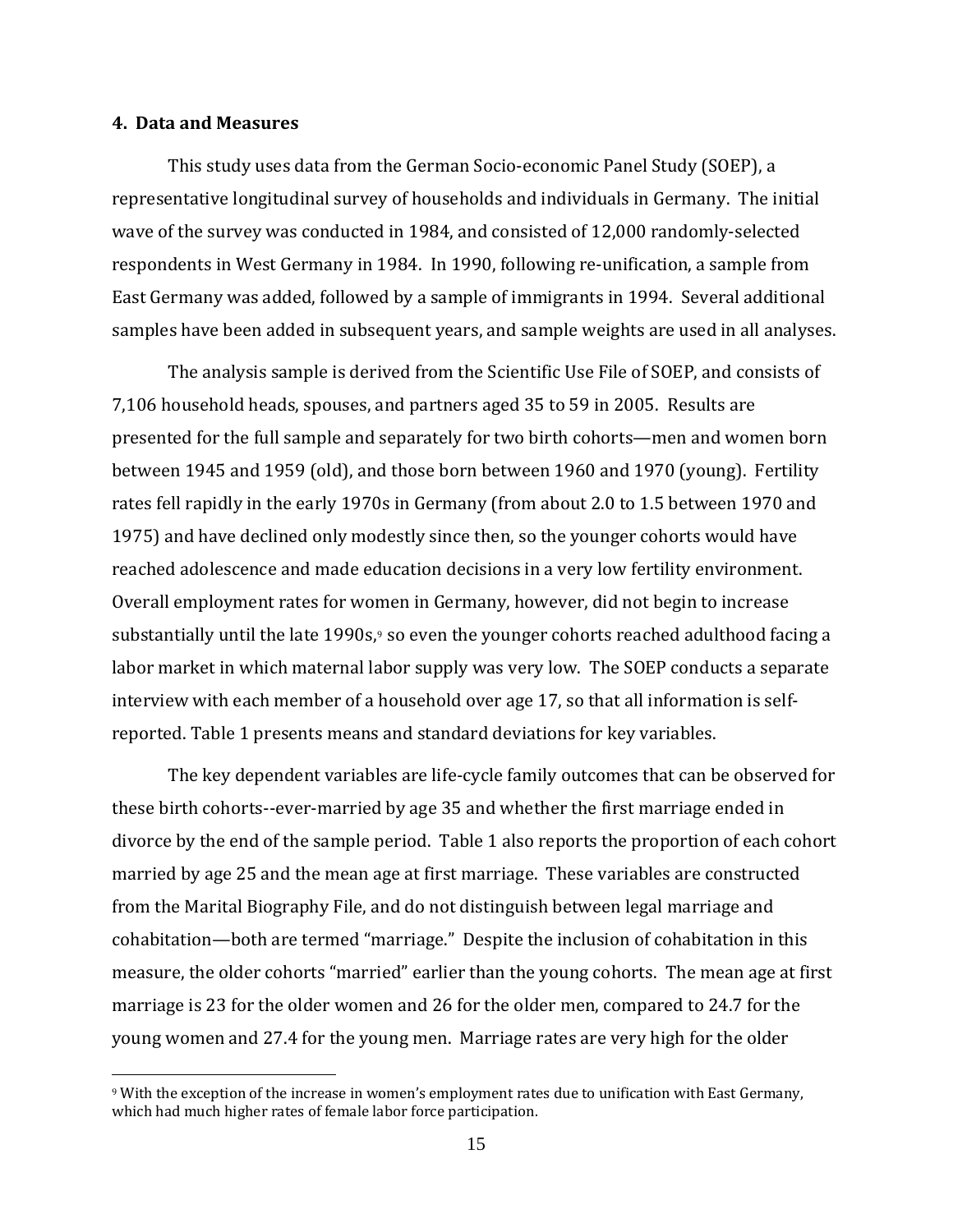### 4. Data and Measures

This study uses data from the German Socio-economic Panel Study (SOEP), a representative longitudinal survey of households and individuals in Germany. The initial wave of the survey was conducted in 1984, and consisted of 12,000 randomly-selected respondents in West Germany in 1984. In 1990, following re-unification, a sample from East Germany was added, followed by a sample of immigrants in 1994. Several additional samples have been added in subsequent years, and sample weights are used in all analyses.

The analysis sample is derived from the Scientific Use File of SOEP, and consists of 7,106 household heads, spouses, and partners aged 35 to 59 in 2005. Results are presented for the full sample and separately for two birth cohorts—men and women born between 1945 and 1959 (old), and those born between 1960 and 1970 (young). Fertility rates fell rapidly in the early 1970s in Germany (from about 2.0 to 1.5 between 1970 and 1975) and have declined only modestly since then, so the younger cohorts would have reached adolescence and made education decisions in a very low fertility environment. Overall employment rates for women in Germany, however, did not begin to increase substantially until the late 1990s,[9] so even the younger cohorts reached adulthood facing a labor market in which maternal labor supply was very low. The SOEP conducts a separate interview with each member of a household over age 17, so that all information is self-reported. Table 1 presents means and standard deviations for key variables.

The key dependent variables are life-cycle family outcomes that can be observed for these birth cohorts--ever-married by age 35 and whether the first marriage ended in divorce by the end of the sample period. Table 1 also reports the proportion of each cohort married by age 25 and the mean age at first marriage. These variables are constructed from the Marital Biography File, and do not distinguish between legal marriage and cohabitation—both are termed "marriage." Despite the inclusion of cohabitation in this measure, the older cohorts "married" earlier than the young cohorts. The mean age at first marriage is 23 for the older women and 26 for the older men, compared to 24.7 for the young women and 27.4 for the young men. Marriage rates are very high for the older

[9] With the exception of the increase in women's employment rates due to unification with East Germany, which had much higher rates of female labor force participation.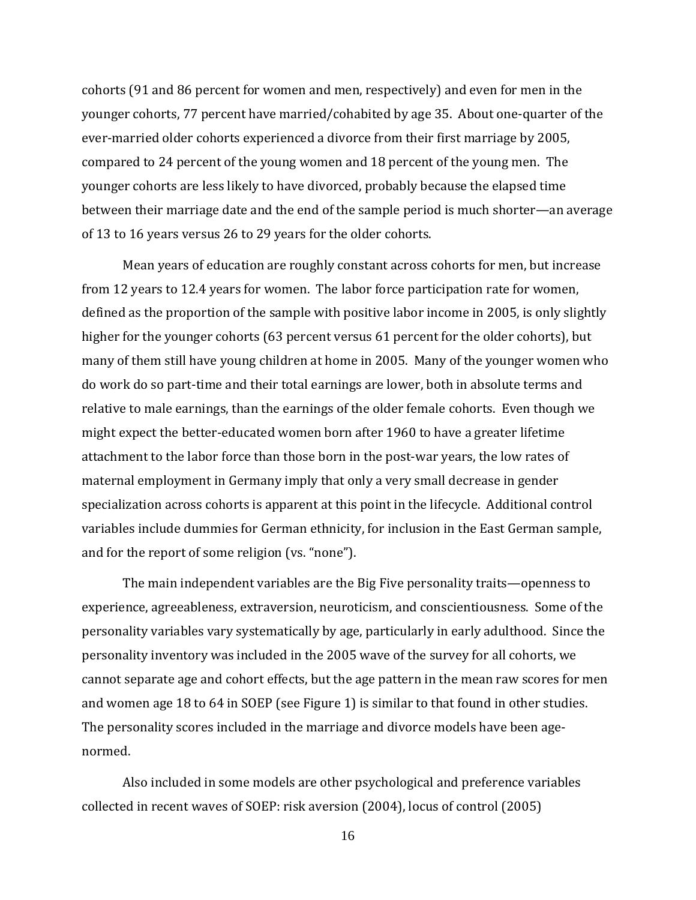cohorts (91 and 86 percent for women and men, respectively) and even for men in the younger cohorts, 77 percent have married/cohabited by age 35. About one-quarter of the ever-married older cohorts experienced a divorce from their first marriage by 2005, compared to 24 percent of the young women and 18 percent of the young men. The younger cohorts are less likely to have divorced, probably because the elapsed time between their marriage date and the end of the sample period is much shorter—an average of 13 to 16 years versus 26 to 29 years for the older cohorts.

Mean years of education are roughly constant across cohorts for men, but increase from 12 years to 12.4 years for women. The labor force participation rate for women, defined as the proportion of the sample with positive labor income in 2005, is only slightly higher for the younger cohorts (63 percent versus 61 percent for the older cohorts), but many of them still have young children at home in 2005. Many of the younger women who do work do so part-time and their total earnings are lower, both in absolute terms and relative to male earnings, than the earnings of the older female cohorts. Even though we might expect the better-educated women born after 1960 to have a greater lifetime attachment to the labor force than those born in the post-war years, the low rates of maternal employment in Germany imply that only a very small decrease in gender specialization across cohorts is apparent at this point in the lifecycle. Additional control variables include dummies for German ethnicity, for inclusion in the East German sample, and for the report of some religion (vs. "none").

The main independent variables are the Big Five personality traits—openness to experience, agreeableness, extraversion, neuroticism, and conscientiousness. Some of the personality variables vary systematically by age, particularly in early adulthood. Since the personality inventory was included in the 2005 wave of the survey for all cohorts, we cannot separate age and cohort effects, but the age pattern in the mean raw scores for men and women age 18 to 64 in SOEP (see Figure 1) is similar to that found in other studies. The personality scores included in the marriage and divorce models have been age-normed.

Also included in some models are other psychological and preference variables collected in recent waves of SOEP: risk aversion (2004), locus of control (2005)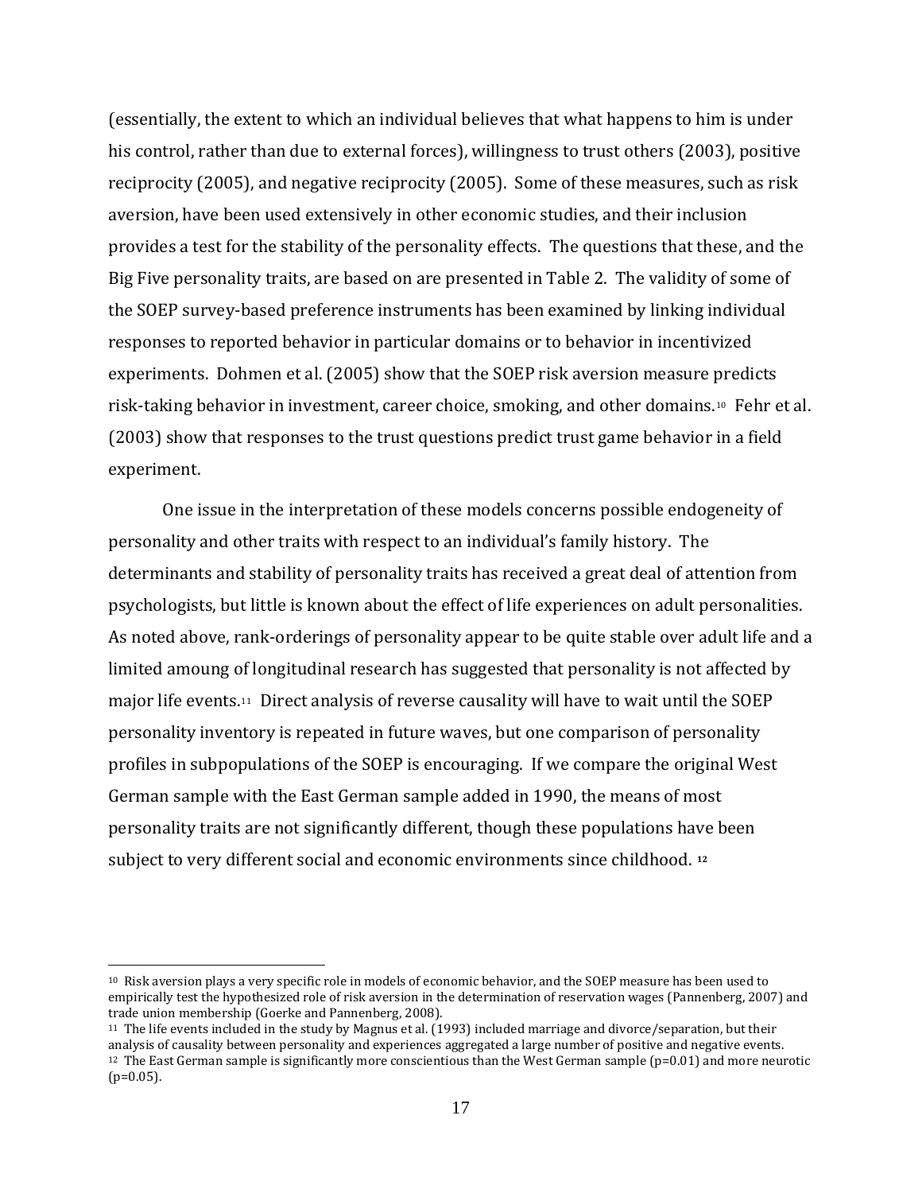(essentially, the extent to which an individual believes that what happens to him is under his control, rather than due to external forces), willingness to trust others (2003), positive reciprocity (2005), and negative reciprocity (2005). Some of these measures, such as risk aversion, have been used extensively in other economic studies, and their inclusion provides a test for the stability of the personality effects. The questions that these, and the Big Five personality traits, are based on are presented in Table 2. The validity of some of the SOEP survey-based preference instruments has been examined by linking individual responses to reported behavior in particular domains or to behavior in incentivized experiments. Dohmen et al. (2005) show that the SOEP risk aversion measure predicts risk-taking behavior in investment, career choice, smoking, and other domains.[10] Fehr et al. (2003) show that responses to the trust questions predict trust game behavior in a field experiment.

One issue in the interpretation of these models concerns possible endogeneity of personality and other traits with respect to an individual's family history. The determinants and stability of personality traits has received a great deal of attention from psychologists, but little is known about the effect of life experiences on adult personalities. As noted above, rank-orderings of personality appear to be quite stable over adult life and a limited amoung of longitudinal research has suggested that personality is not affected by major life events.[11] Direct analysis of reverse causality will have to wait until the SOEP personality inventory is repeated in future waves, but one comparison of personality profiles in subpopulations of the SOEP is encouraging. If we compare the original West German sample with the East German sample added in 1990, the means of most personality traits are not significantly different, though these populations have been subject to very different social and economic environments since childhood. [12]

---

[10] Risk aversion plays a very specific role in models of economic behavior, and the SOEP measure has been used to empirically test the hypothesized role of risk aversion in the determination of reservation wages (Pannenberg, 2007) and trade union membership (Goerke and Pannenberg, 2008).

[11] The life events included in the study by Magnus et al. (1993) included marriage and divorce/separation, but their analysis of causality between personality and experiences aggregated a large number of positive and negative events.

[12] The East German sample is significantly more conscientious than the West German sample (p=0.01) and more neurotic (p=0.05).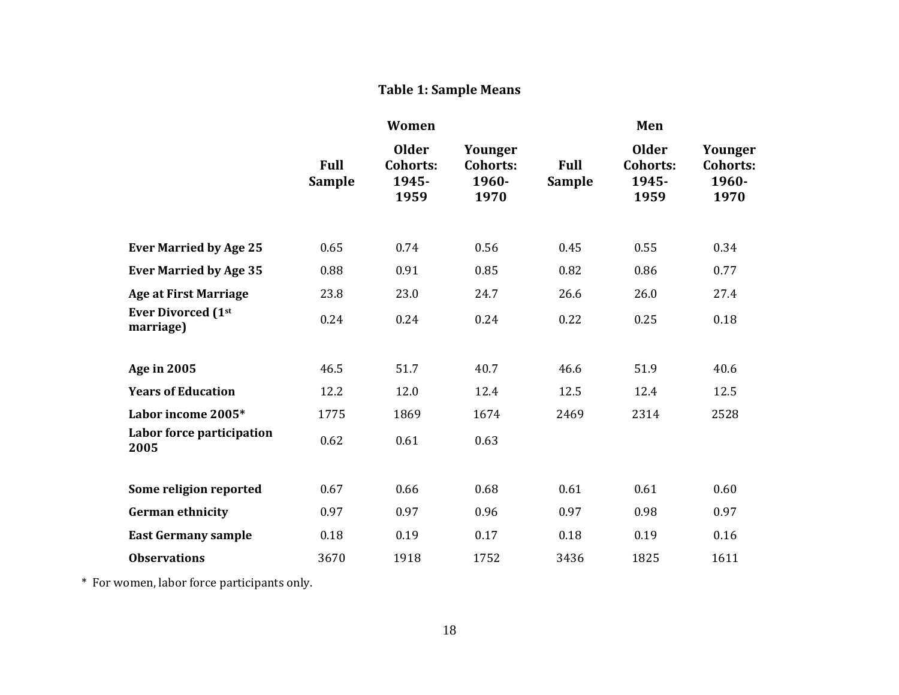## Table 1: Sample Means

| | Women | | | Men | | |
|---|---|---|---|---|---|---|
| | Full Sample | Older Cohorts: 1945-1959 | Younger Cohorts: 1960-1970 | Full Sample | Older Cohorts: 1945-1959 | Younger Cohorts: 1960-1970 |
| **Ever Married by Age 25** | 0.65 | 0.74 | 0.56 | 0.45 | 0.55 | 0.34 |
| **Ever Married by Age 35** | 0.88 | 0.91 | 0.85 | 0.82 | 0.86 | 0.77 |
| **Age at First Marriage** | 23.8 | 23.0 | 24.7 | 26.6 | 26.0 | 27.4 |
| **Ever Divorced (1st marriage)** | 0.24 | 0.24 | 0.24 | 0.22 | 0.25 | 0.18 |
| | | | | | | |
| **Age in 2005** | 46.5 | 51.7 | 40.7 | 46.6 | 51.9 | 40.6 |
| **Years of Education** | 12.2 | 12.0 | 12.4 | 12.5 | 12.4 | 12.5 |
| **Labor income 2005*** | 1775 | 1869 | 1674 | 2469 | 2314 | 2528 |
| **Labor force participation 2005** | 0.62 | 0.61 | 0.63 | | | |
| | | | | | | |
| **Some religion reported** | 0.67 | 0.66 | 0.68 | 0.61 | 0.61 | 0.60 |
| **German ethnicity** | 0.97 | 0.97 | 0.96 | 0.97 | 0.98 | 0.97 |
| **East Germany sample** | 0.18 | 0.19 | 0.17 | 0.18 | 0.19 | 0.16 |
| **Observations** | 3670 | 1918 | 1752 | 3436 | 1825 | 1611 |

* For women, labor force participants only.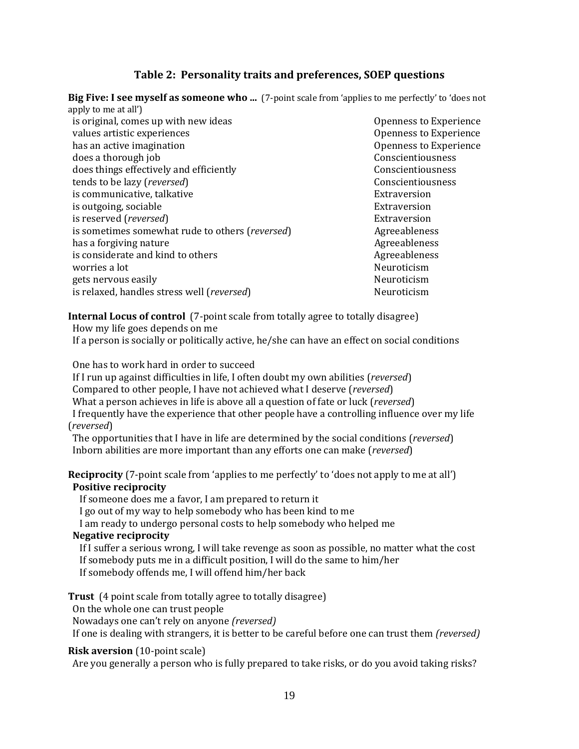## Table 2: Personality traits and preferences, SOEP questions

**Big Five: I see myself as someone who ...** (7-point scale from 'applies to me perfectly' to 'does not apply to me at all')

| Item | Trait |
|---|---|
| is original, comes up with new ideas | Openness to Experience |
| values artistic experiences | Openness to Experience |
| has an active imagination | Openness to Experience |
| does a thorough job | Conscientiousness |
| does things effectively and efficiently | Conscientiousness |
| tends to be lazy (*reversed*) | Conscientiousness |
| is communicative, talkative | Extraversion |
| is outgoing, sociable | Extraversion |
| is reserved (*reversed*) | Extraversion |
| is sometimes somewhat rude to others (*reversed*) | Agreeableness |
| has a forgiving nature | Agreeableness |
| is considerate and kind to others | Agreeableness |
| worries a lot | Neuroticism |
| gets nervous easily | Neuroticism |
| is relaxed, handles stress well (*reversed*) | Neuroticism |

**Internal Locus of control** (7-point scale from totally agree to totally disagree)

How my life goes depends on me
If a person is socially or politically active, he/she can have an effect on social conditions

One has to work hard in order to succeed
If I run up against difficulties in life, I often doubt my own abilities (*reversed*)
Compared to other people, I have not achieved what I deserve (*reversed*)
What a person achieves in life is above all a question of fate or luck (*reversed*)
I frequently have the experience that other people have a controlling influence over my life (*reversed*)
The opportunities that I have in life are determined by the social conditions (*reversed*)
Inborn abilities are more important than any efforts one can make (*reversed*)

**Reciprocity** (7-point scale from 'applies to me perfectly' to 'does not apply to me at all')

**Positive reciprocity**

If someone does me a favor, I am prepared to return it
I go out of my way to help somebody who has been kind to me
I am ready to undergo personal costs to help somebody who helped me

**Negative reciprocity**

If I suffer a serious wrong, I will take revenge as soon as possible, no matter what the cost
If somebody puts me in a difficult position, I will do the same to him/her
If somebody offends me, I will offend him/her back

**Trust** (4 point scale from totally agree to totally disagree)

On the whole one can trust people
Nowadays one can't rely on anyone *(reversed)*
If one is dealing with strangers, it is better to be careful before one can trust them *(reversed)*

**Risk aversion** (10-point scale)

Are you generally a person who is fully prepared to take risks, or do you avoid taking risks?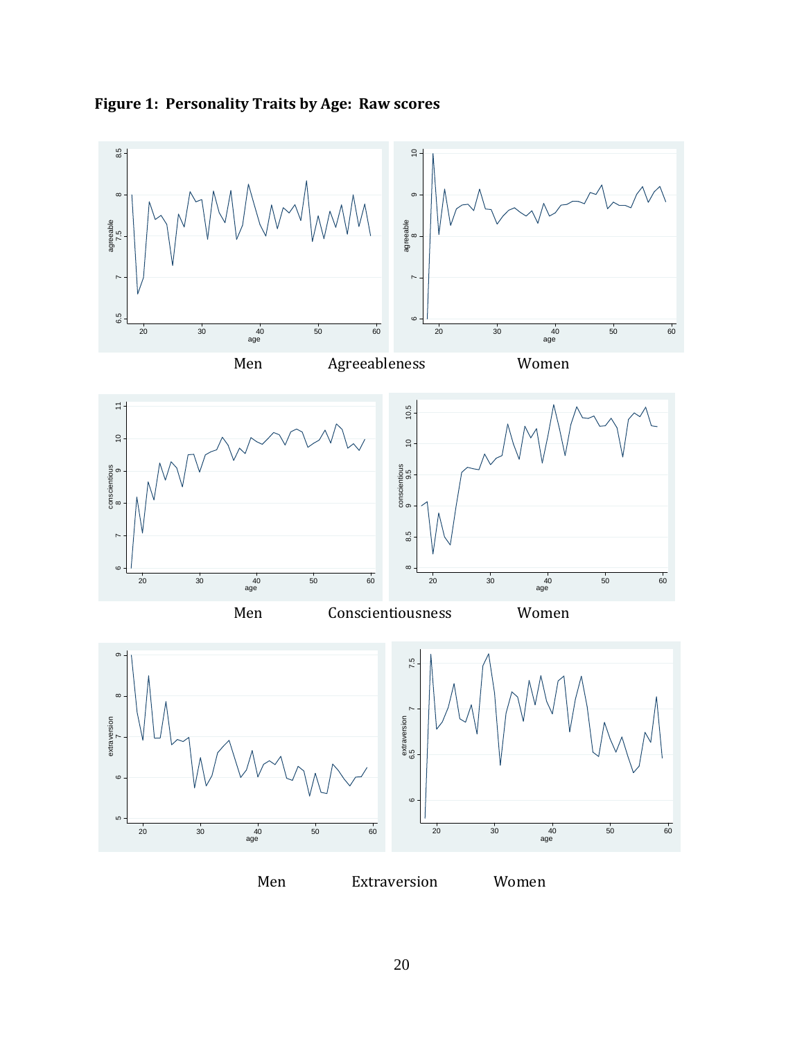**Figure 1: Personality Traits by Age: Raw scores**

Men Agreeableness Women

Men Conscientiousness Women

Men Extraversion Women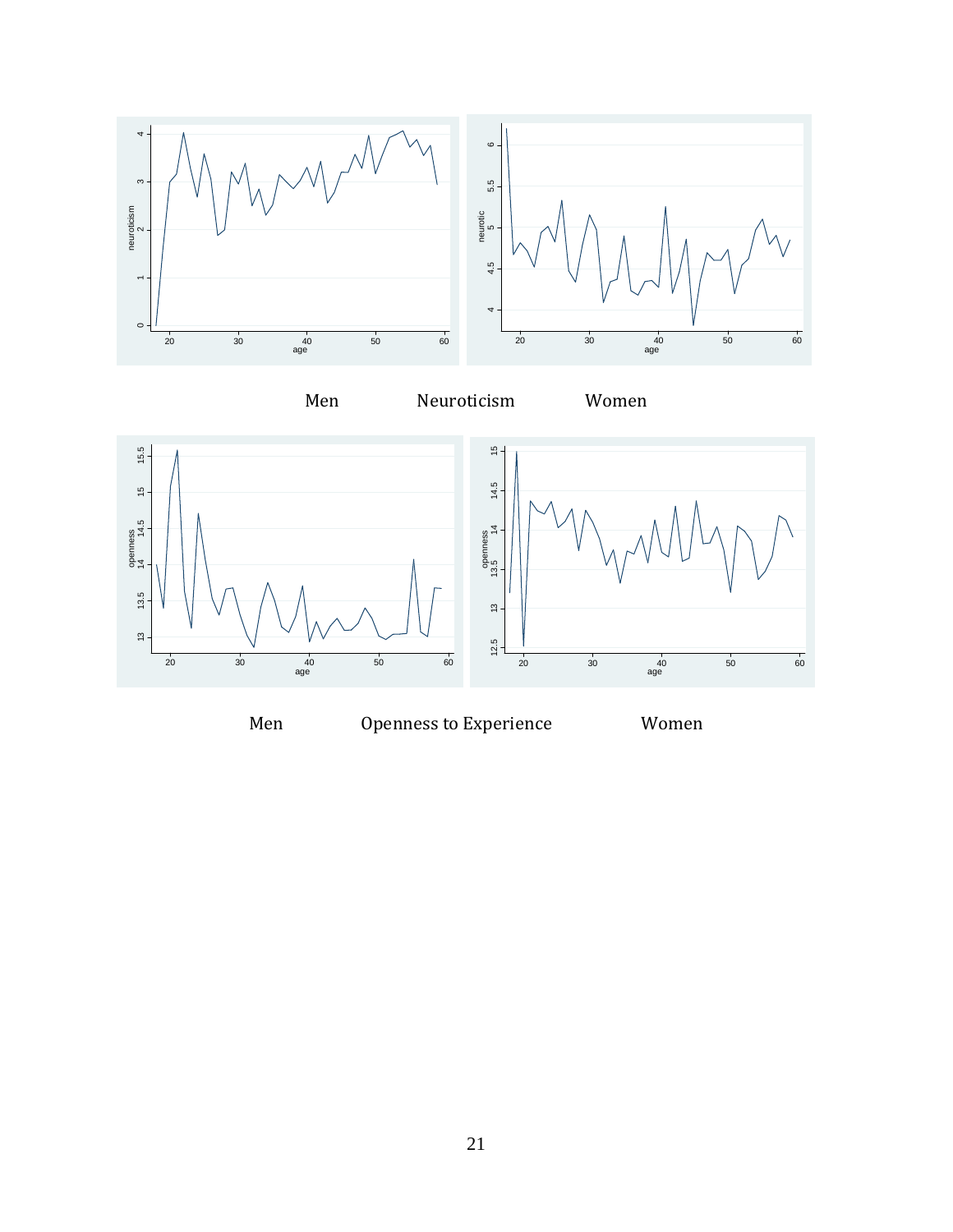Men Neuroticism Women

Men Openness to Experience Women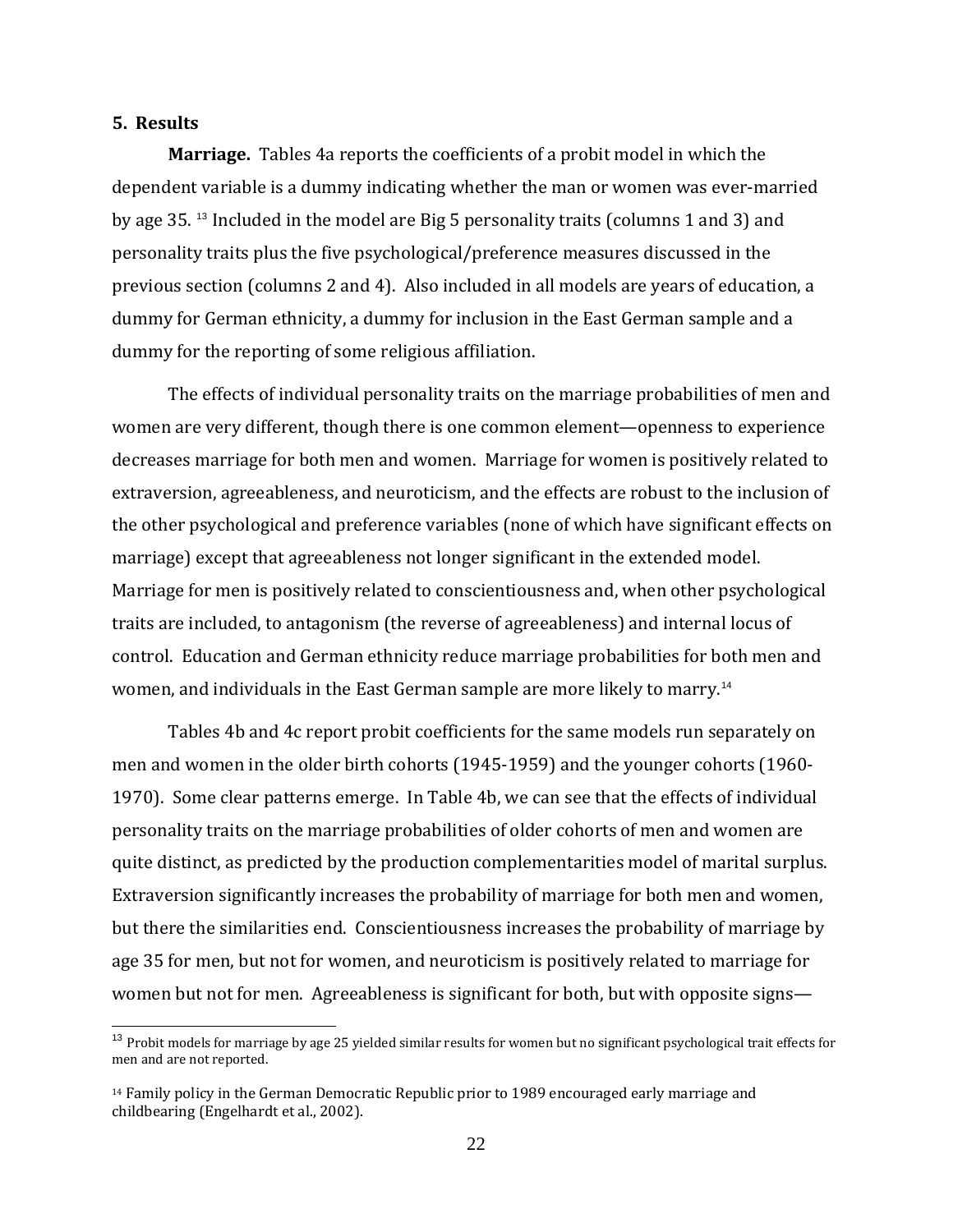## 5. Results

**Marriage.** Tables 4a reports the coefficients of a probit model in which the dependent variable is a dummy indicating whether the man or women was ever-married by age 35. [13] Included in the model are Big 5 personality traits (columns 1 and 3) and personality traits plus the five psychological/preference measures discussed in the previous section (columns 2 and 4). Also included in all models are years of education, a dummy for German ethnicity, a dummy for inclusion in the East German sample and a dummy for the reporting of some religious affiliation.

The effects of individual personality traits on the marriage probabilities of men and women are very different, though there is one common element—openness to experience decreases marriage for both men and women. Marriage for women is positively related to extraversion, agreeableness, and neuroticism, and the effects are robust to the inclusion of the other psychological and preference variables (none of which have significant effects on marriage) except that agreeableness not longer significant in the extended model. Marriage for men is positively related to conscientiousness and, when other psychological traits are included, to antagonism (the reverse of agreeableness) and internal locus of control. Education and German ethnicity reduce marriage probabilities for both men and women, and individuals in the East German sample are more likely to marry.[14]

Tables 4b and 4c report probit coefficients for the same models run separately on men and women in the older birth cohorts (1945-1959) and the younger cohorts (1960-1970). Some clear patterns emerge. In Table 4b, we can see that the effects of individual personality traits on the marriage probabilities of older cohorts of men and women are quite distinct, as predicted by the production complementarities model of marital surplus. Extraversion significantly increases the probability of marriage for both men and women, but there the similarities end. Conscientiousness increases the probability of marriage by age 35 for men, but not for women, and neuroticism is positively related to marriage for women but not for men. Agreeableness is significant for both, but with opposite signs—

[13] Probit models for marriage by age 25 yielded similar results for women but no significant psychological trait effects for men and are not reported.

[14] Family policy in the German Democratic Republic prior to 1989 encouraged early marriage and childbearing (Engelhardt et al., 2002).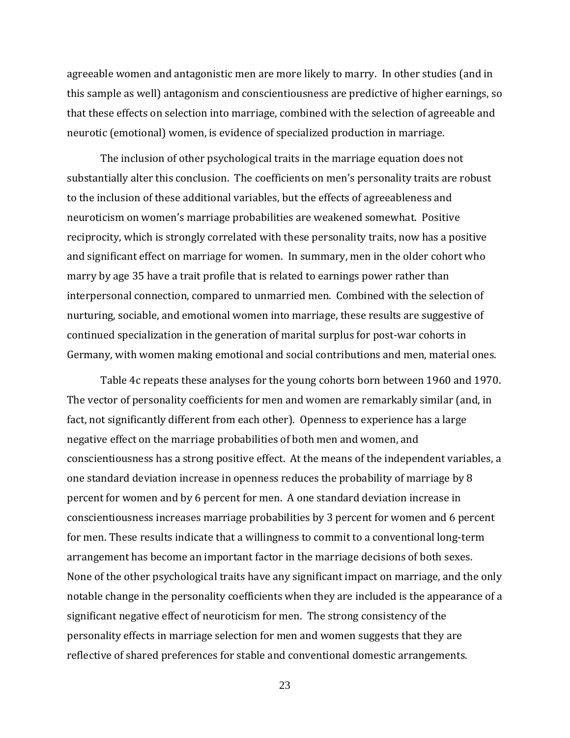agreeable women and antagonistic men are more likely to marry. In other studies (and in this sample as well) antagonism and conscientiousness are predictive of higher earnings, so that these effects on selection into marriage, combined with the selection of agreeable and neurotic (emotional) women, is evidence of specialized production in marriage.

The inclusion of other psychological traits in the marriage equation does not substantially alter this conclusion. The coefficients on men's personality traits are robust to the inclusion of these additional variables, but the effects of agreeableness and neuroticism on women's marriage probabilities are weakened somewhat. Positive reciprocity, which is strongly correlated with these personality traits, now has a positive and significant effect on marriage for women. In summary, men in the older cohort who marry by age 35 have a trait profile that is related to earnings power rather than interpersonal connection, compared to unmarried men. Combined with the selection of nurturing, sociable, and emotional women into marriage, these results are suggestive of continued specialization in the generation of marital surplus for post-war cohorts in Germany, with women making emotional and social contributions and men, material ones.

Table 4c repeats these analyses for the young cohorts born between 1960 and 1970. The vector of personality coefficients for men and women are remarkably similar (and, in fact, not significantly different from each other). Openness to experience has a large negative effect on the marriage probabilities of both men and women, and conscientiousness has a strong positive effect. At the means of the independent variables, a one standard deviation increase in openness reduces the probability of marriage by 8 percent for women and by 6 percent for men. A one standard deviation increase in conscientiousness increases marriage probabilities by 3 percent for women and 6 percent for men. These results indicate that a willingness to commit to a conventional long-term arrangement has become an important factor in the marriage decisions of both sexes. None of the other psychological traits have any significant impact on marriage, and the only notable change in the personality coefficients when they are included is the appearance of a significant negative effect of neuroticism for men. The strong consistency of the personality effects in marriage selection for men and women suggests that they are reflective of shared preferences for stable and conventional domestic arrangements.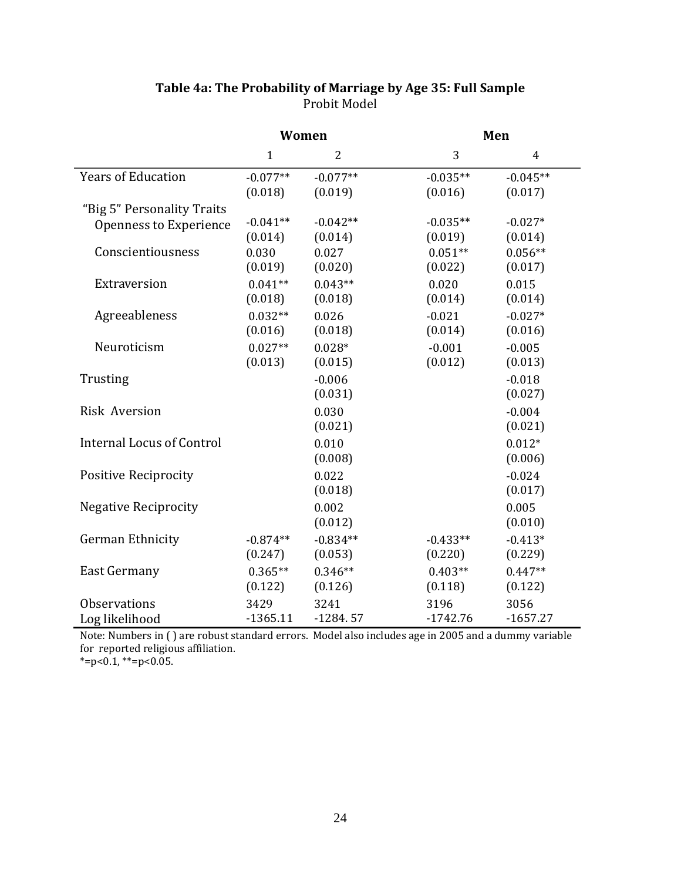**Table 4a: The Probability of Marriage by Age 35: Full Sample**

Probit Model

| | Women | | Men | |
|---|---|---|---|---|
| | 1 | 2 | 3 | 4 |
| Years of Education | -0.077** | -0.077** | -0.035** | -0.045** |
| | (0.018) | (0.019) | (0.016) | (0.017) |
| "Big 5" Personality Traits | | | | |
| Openness to Experience | -0.041** | -0.042** | -0.035** | -0.027* |
| | (0.014) | (0.014) | (0.019) | (0.014) |
| Conscientiousness | 0.030 | 0.027 | 0.051** | 0.056** |
| | (0.019) | (0.020) | (0.022) | (0.017) |
| Extraversion | 0.041** | 0.043** | 0.020 | 0.015 |
| | (0.018) | (0.018) | (0.014) | (0.014) |
| Agreeableness | 0.032** | 0.026 | -0.021 | -0.027* |
| | (0.016) | (0.018) | (0.014) | (0.016) |
| Neuroticism | 0.027** | 0.028* | -0.001 | -0.005 |
| | (0.013) | (0.015) | (0.012) | (0.013) |
| Trusting | | -0.006 | | -0.018 |
| | | (0.031) | | (0.027) |
| Risk Aversion | | 0.030 | | -0.004 |
| | | (0.021) | | (0.021) |
| Internal Locus of Control | | 0.010 | | 0.012* |
| | | (0.008) | | (0.006) |
| Positive Reciprocity | | 0.022 | | -0.024 |
| | | (0.018) | | (0.017) |
| Negative Reciprocity | | 0.002 | | 0.005 |
| | | (0.012) | | (0.010) |
| German Ethnicity | -0.874** | -0.834** | -0.433** | -0.413* |
| | (0.247) | (0.053) | (0.220) | (0.229) |
| East Germany | 0.365** | 0.346** | 0.403** | 0.447** |
| | (0.122) | (0.126) | (0.118) | (0.122) |
| Observations | 3429 | 3241 | 3196 | 3056 |
| Log likelihood | -1365.11 | -1284. 57 | -1742.76 | -1657.27 |

Note: Numbers in ( ) are robust standard errors. Model also includes age in 2005 and a dummy variable for reported religious affiliation.
*=p<0.1, **=p<0.05.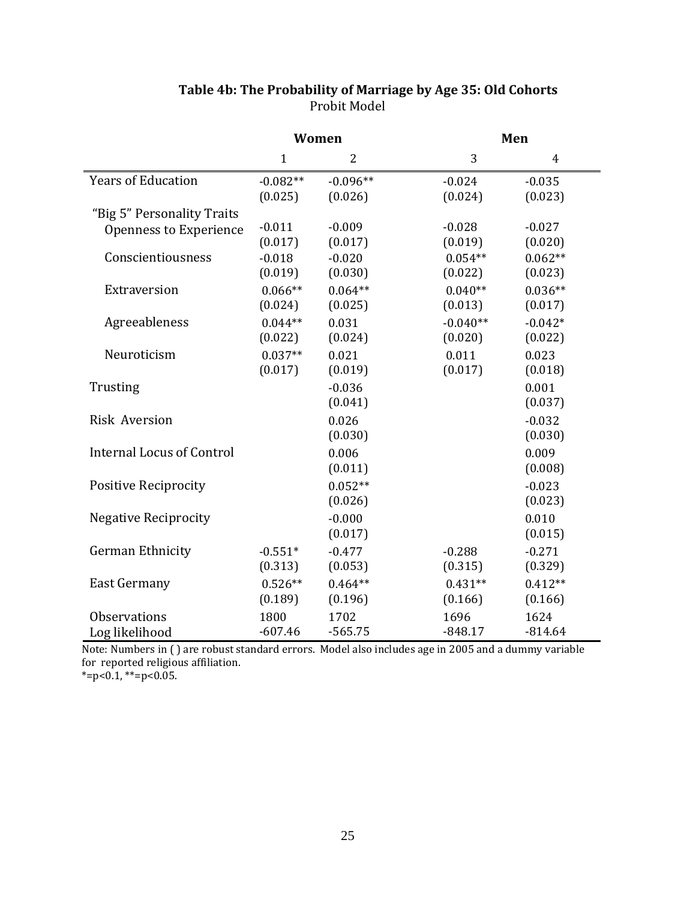**Table 4b: The Probability of Marriage by Age 35: Old Cohorts**

Probit Model

| | Women | | Men | |
|---|---|---|---|---|
| | 1 | 2 | 3 | 4 |
| Years of Education | -0.082** | -0.096** | -0.024 | -0.035 |
| | (0.025) | (0.026) | (0.024) | (0.023) |
| "Big 5" Personality Traits | | | | |
| Openness to Experience | -0.011 | -0.009 | -0.028 | -0.027 |
| | (0.017) | (0.017) | (0.019) | (0.020) |
| Conscientiousness | -0.018 | -0.020 | 0.054** | 0.062** |
| | (0.019) | (0.030) | (0.022) | (0.023) |
| Extraversion | 0.066** | 0.064** | 0.040** | 0.036** |
| | (0.024) | (0.025) | (0.013) | (0.017) |
| Agreeableness | 0.044** | 0.031 | -0.040** | -0.042* |
| | (0.022) | (0.024) | (0.020) | (0.022) |
| Neuroticism | 0.037** | 0.021 | 0.011 | 0.023 |
| | (0.017) | (0.019) | (0.017) | (0.018) |
| Trusting | | -0.036 | | 0.001 |
| | | (0.041) | | (0.037) |
| Risk Aversion | | 0.026 | | -0.032 |
| | | (0.030) | | (0.030) |
| Internal Locus of Control | | 0.006 | | 0.009 |
| | | (0.011) | | (0.008) |
| Positive Reciprocity | | 0.052** | | -0.023 |
| | | (0.026) | | (0.023) |
| Negative Reciprocity | | -0.000 | | 0.010 |
| | | (0.017) | | (0.015) |
| German Ethnicity | -0.551* | -0.477 | -0.288 | -0.271 |
| | (0.313) | (0.053) | (0.315) | (0.329) |
| East Germany | 0.526** | 0.464** | 0.431** | 0.412** |
| | (0.189) | (0.196) | (0.166) | (0.166) |
| Observations | 1800 | 1702 | 1696 | 1624 |
| Log likelihood | -607.46 | -565.75 | -848.17 | -814.64 |

Note: Numbers in ( ) are robust standard errors. Model also includes age in 2005 and a dummy variable for reported religious affiliation.
*=p<0.1, **=p<0.05.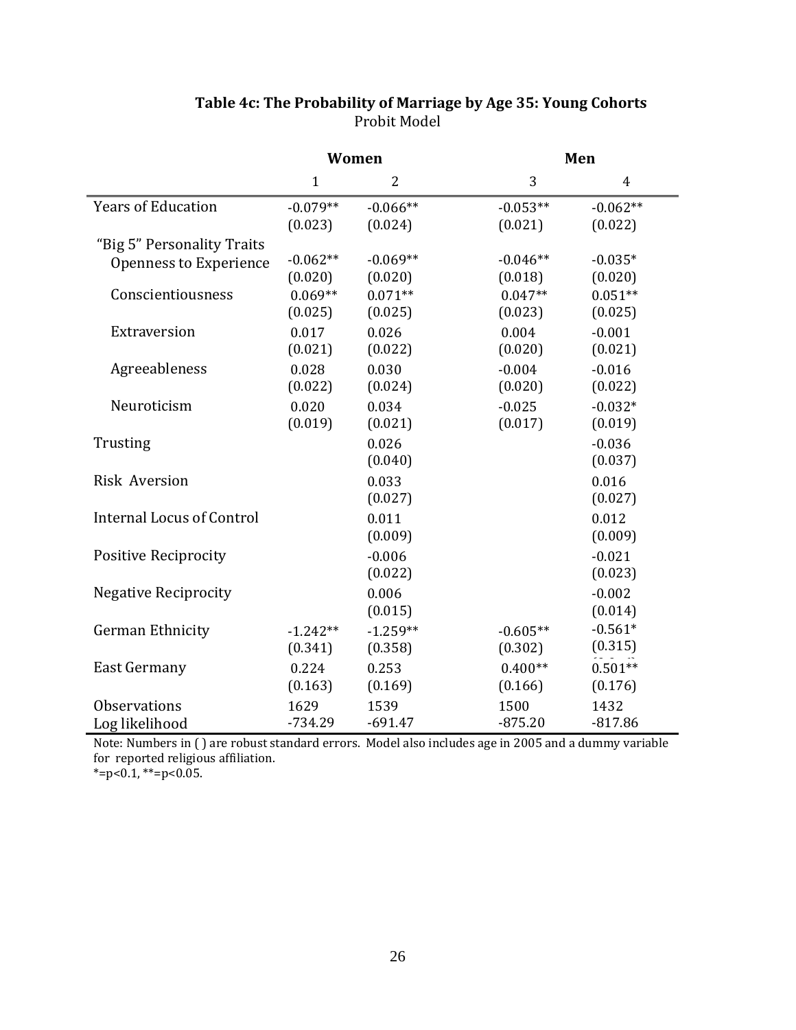**Table 4c: The Probability of Marriage by Age 35: Young Cohorts**

Probit Model

| | Women | | Men | |
|---|---|---|---|---|
| | 1 | 2 | 3 | 4 |
| Years of Education | -0.079** | -0.066** | -0.053** | -0.062** |
| | (0.023) | (0.024) | (0.021) | (0.022) |
| "Big 5" Personality Traits | | | | |
| Openness to Experience | -0.062** | -0.069** | -0.046** | -0.035* |
| | (0.020) | (0.020) | (0.018) | (0.020) |
| Conscientiousness | 0.069** | 0.071** | 0.047** | 0.051** |
| | (0.025) | (0.025) | (0.023) | (0.025) |
| Extraversion | 0.017 | 0.026 | 0.004 | -0.001 |
| | (0.021) | (0.022) | (0.020) | (0.021) |
| Agreeableness | 0.028 | 0.030 | -0.004 | -0.016 |
| | (0.022) | (0.024) | (0.020) | (0.022) |
| Neuroticism | 0.020 | 0.034 | -0.025 | -0.032* |
| | (0.019) | (0.021) | (0.017) | (0.019) |
| Trusting | | 0.026 | | -0.036 |
| | | (0.040) | | (0.037) |
| Risk Aversion | | 0.033 | | 0.016 |
| | | (0.027) | | (0.027) |
| Internal Locus of Control | | 0.011 | | 0.012 |
| | | (0.009) | | (0.009) |
| Positive Reciprocity | | -0.006 | | -0.021 |
| | | (0.022) | | (0.023) |
| Negative Reciprocity | | 0.006 | | -0.002 |
| | | (0.015) | | (0.014) |
| German Ethnicity | -1.242** | -1.259** | -0.605** | -0.561* |
| | (0.341) | (0.358) | (0.302) | (0.315) |
| East Germany | 0.224 | 0.253 | 0.400** | 0.501** |
| | (0.163) | (0.169) | (0.166) | (0.176) |
| Observations | 1629 | 1539 | 1500 | 1432 |
| Log likelihood | -734.29 | -691.47 | -875.20 | -817.86 |

Note: Numbers in ( ) are robust standard errors. Model also includes age in 2005 and a dummy variable for reported religious affiliation.

*=p<0.1, **=p<0.05.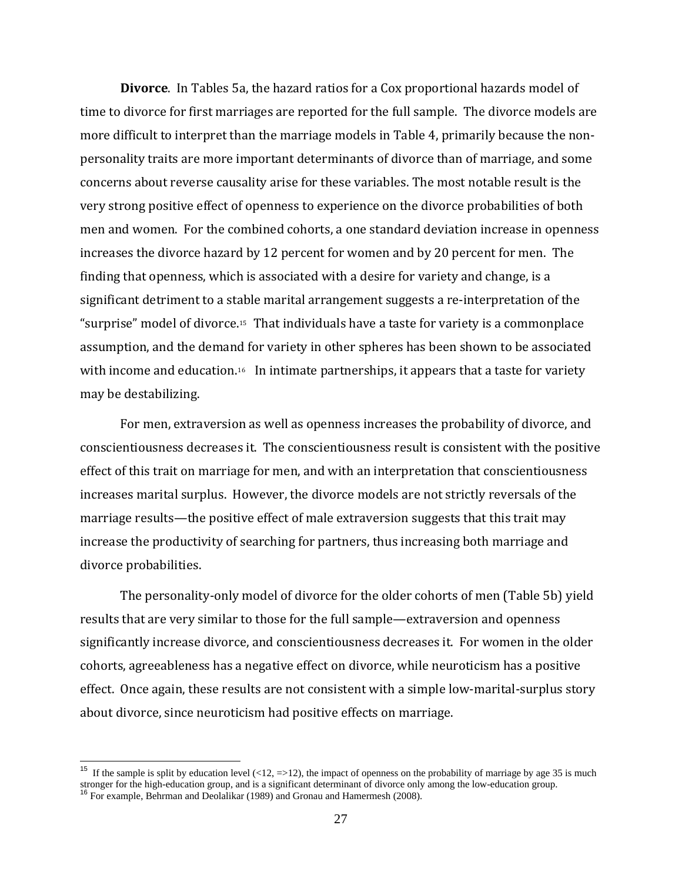**Divorce**. In Tables 5a, the hazard ratios for a Cox proportional hazards model of time to divorce for first marriages are reported for the full sample. The divorce models are more difficult to interpret than the marriage models in Table 4, primarily because the non-personality traits are more important determinants of divorce than of marriage, and some concerns about reverse causality arise for these variables. The most notable result is the very strong positive effect of openness to experience on the divorce probabilities of both men and women. For the combined cohorts, a one standard deviation increase in openness increases the divorce hazard by 12 percent for women and by 20 percent for men. The finding that openness, which is associated with a desire for variety and change, is a significant detriment to a stable marital arrangement suggests a re-interpretation of the "surprise" model of divorce.[15] That individuals have a taste for variety is a commonplace assumption, and the demand for variety in other spheres has been shown to be associated with income and education.[16] In intimate partnerships, it appears that a taste for variety may be destabilizing.

For men, extraversion as well as openness increases the probability of divorce, and conscientiousness decreases it. The conscientiousness result is consistent with the positive effect of this trait on marriage for men, and with an interpretation that conscientiousness increases marital surplus. However, the divorce models are not strictly reversals of the marriage results—the positive effect of male extraversion suggests that this trait may increase the productivity of searching for partners, thus increasing both marriage and divorce probabilities.

The personality-only model of divorce for the older cohorts of men (Table 5b) yield results that are very similar to those for the full sample—extraversion and openness significantly increase divorce, and conscientiousness decreases it. For women in the older cohorts, agreeableness has a negative effect on divorce, while neuroticism has a positive effect. Once again, these results are not consistent with a simple low-marital-surplus story about divorce, since neuroticism had positive effects on marriage.

---

[15] If the sample is split by education level (<12, =>12), the impact of openness on the probability of marriage by age 35 is much stronger for the high-education group, and is a significant determinant of divorce only among the low-education group.

[16] For example, Behrman and Deolalikar (1989) and Gronau and Hamermesh (2008).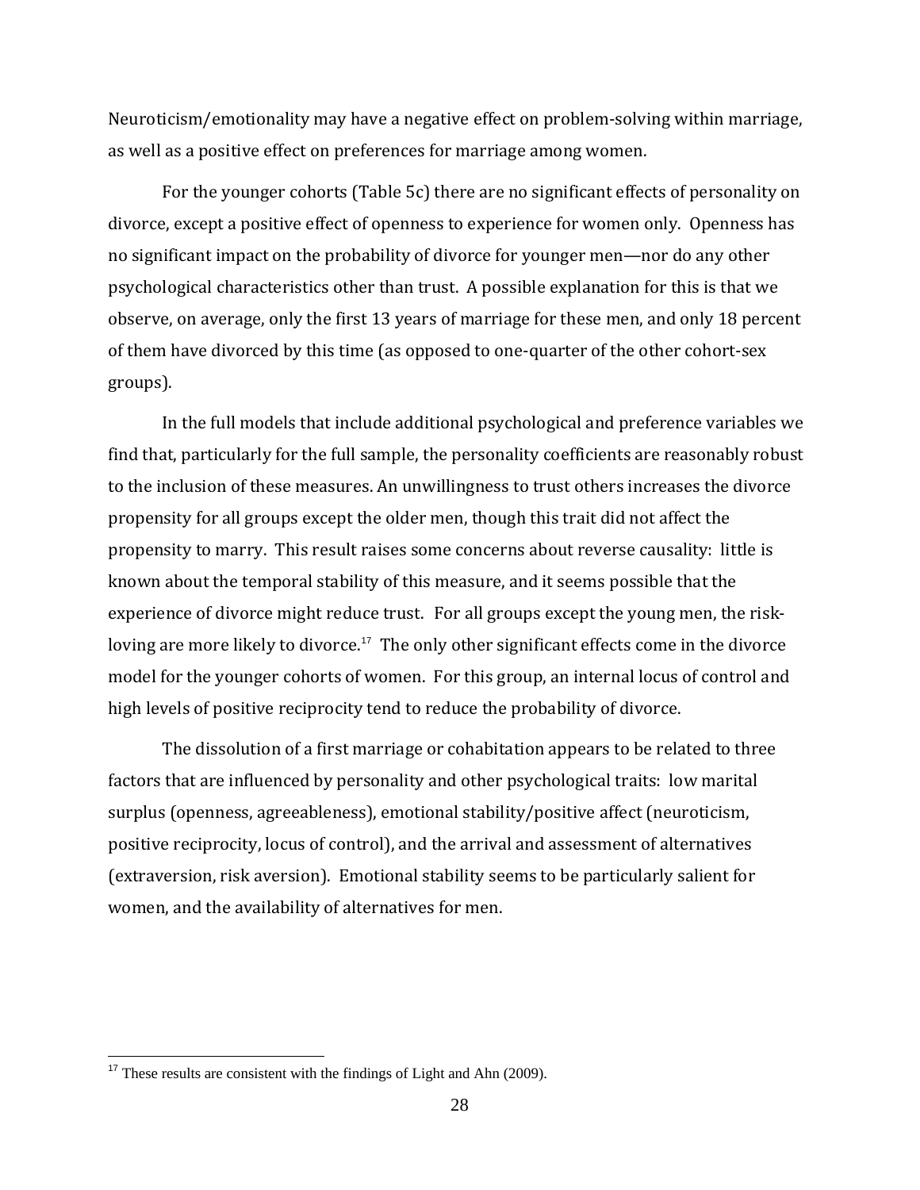Neuroticism/emotionality may have a negative effect on problem-solving within marriage, as well as a positive effect on preferences for marriage among women.

For the younger cohorts (Table 5c) there are no significant effects of personality on divorce, except a positive effect of openness to experience for women only. Openness has no significant impact on the probability of divorce for younger men—nor do any other psychological characteristics other than trust. A possible explanation for this is that we observe, on average, only the first 13 years of marriage for these men, and only 18 percent of them have divorced by this time (as opposed to one-quarter of the other cohort-sex groups).

In the full models that include additional psychological and preference variables we find that, particularly for the full sample, the personality coefficients are reasonably robust to the inclusion of these measures. An unwillingness to trust others increases the divorce propensity for all groups except the older men, though this trait did not affect the propensity to marry. This result raises some concerns about reverse causality: little is known about the temporal stability of this measure, and it seems possible that the experience of divorce might reduce trust. For all groups except the young men, the risk-loving are more likely to divorce.[17] The only other significant effects come in the divorce model for the younger cohorts of women. For this group, an internal locus of control and high levels of positive reciprocity tend to reduce the probability of divorce.

The dissolution of a first marriage or cohabitation appears to be related to three factors that are influenced by personality and other psychological traits: low marital surplus (openness, agreeableness), emotional stability/positive affect (neuroticism, positive reciprocity, locus of control), and the arrival and assessment of alternatives (extraversion, risk aversion). Emotional stability seems to be particularly salient for women, and the availability of alternatives for men.

[17] These results are consistent with the findings of Light and Ahn (2009).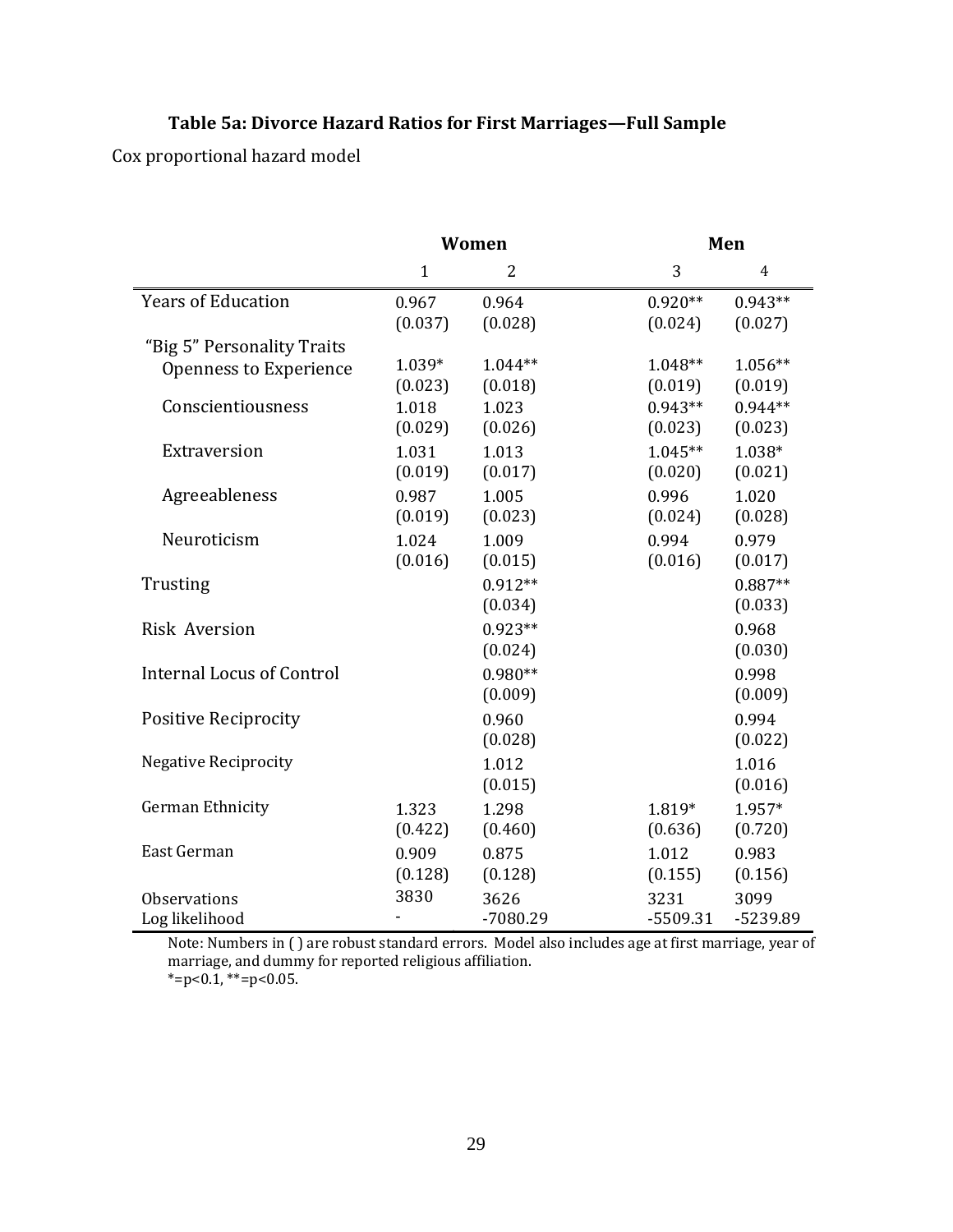### Table 5a: Divorce Hazard Ratios for First Marriages—Full Sample

Cox proportional hazard model

| | Women | | Men | |
|---|---|---|---|---|
| | 1 | 2 | 3 | 4 |
| Years of Education | 0.967 | 0.964 | 0.920** | 0.943** |
| | (0.037) | (0.028) | (0.024) | (0.027) |
| "Big 5" Personality Traits | | | | |
| Openness to Experience | 1.039* | 1.044** | 1.048** | 1.056** |
| | (0.023) | (0.018) | (0.019) | (0.019) |
| Conscientiousness | 1.018 | 1.023 | 0.943** | 0.944** |
| | (0.029) | (0.026) | (0.023) | (0.023) |
| Extraversion | 1.031 | 1.013 | 1.045** | 1.038* |
| | (0.019) | (0.017) | (0.020) | (0.021) |
| Agreeableness | 0.987 | 1.005 | 0.996 | 1.020 |
| | (0.019) | (0.023) | (0.024) | (0.028) |
| Neuroticism | 1.024 | 1.009 | 0.994 | 0.979 |
| | (0.016) | (0.015) | (0.016) | (0.017) |
| Trusting | | 0.912** | | 0.887** |
| | | (0.034) | | (0.033) |
| Risk Aversion | | 0.923** | | 0.968 |
| | | (0.024) | | (0.030) |
| Internal Locus of Control | | 0.980** | | 0.998 |
| | | (0.009) | | (0.009) |
| Positive Reciprocity | | 0.960 | | 0.994 |
| | | (0.028) | | (0.022) |
| Negative Reciprocity | | 1.012 | | 1.016 |
| | | (0.015) | | (0.016) |
| German Ethnicity | 1.323 | 1.298 | 1.819* | 1.957* |
| | (0.422) | (0.460) | (0.636) | (0.720) |
| East German | 0.909 | 0.875 | 1.012 | 0.983 |
| | (0.128) | (0.128) | (0.155) | (0.156) |
| Observations | 3830 | 3626 | 3231 | 3099 |
| Log likelihood | - | -7080.29 | -5509.31 | -5239.89 |

Note: Numbers in ( ) are robust standard errors. Model also includes age at first marriage, year of marriage, and dummy for reported religious affiliation.
*=p<0.1, **=p<0.05.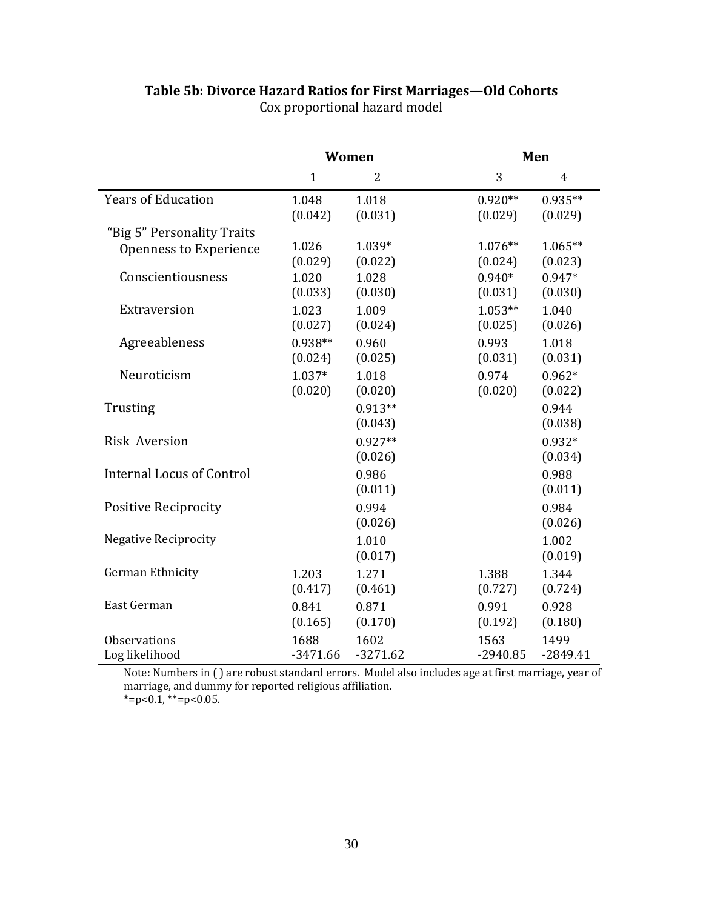**Table 5b: Divorce Hazard Ratios for First Marriages—Old Cohorts**

Cox proportional hazard model

| | Women | | Men | |
|---|---|---|---|---|
| | 1 | 2 | 3 | 4 |
| Years of Education | 1.048<br>(0.042) | 1.018<br>(0.031) | 0.920**<br>(0.029) | 0.935**<br>(0.029) |
| "Big 5" Personality Traits | | | | |
| Openness to Experience | 1.026<br>(0.029) | 1.039*<br>(0.022) | 1.076**<br>(0.024) | 1.065**<br>(0.023) |
| Conscientiousness | 1.020<br>(0.033) | 1.028<br>(0.030) | 0.940*<br>(0.031) | 0.947*<br>(0.030) |
| Extraversion | 1.023<br>(0.027) | 1.009<br>(0.024) | 1.053**<br>(0.025) | 1.040<br>(0.026) |
| Agreeableness | 0.938**<br>(0.024) | 0.960<br>(0.025) | 0.993<br>(0.031) | 1.018<br>(0.031) |
| Neuroticism | 1.037*<br>(0.020) | 1.018<br>(0.020) | 0.974<br>(0.020) | 0.962*<br>(0.022) |
| Trusting | | 0.913**<br>(0.043) | | 0.944<br>(0.038) |
| Risk Aversion | | 0.927**<br>(0.026) | | 0.932*<br>(0.034) |
| Internal Locus of Control | | 0.986<br>(0.011) | | 0.988<br>(0.011) |
| Positive Reciprocity | | 0.994<br>(0.026) | | 0.984<br>(0.026) |
| Negative Reciprocity | | 1.010<br>(0.017) | | 1.002<br>(0.019) |
| German Ethnicity | 1.203<br>(0.417) | 1.271<br>(0.461) | 1.388<br>(0.727) | 1.344<br>(0.724) |
| East German | 0.841<br>(0.165) | 0.871<br>(0.170) | 0.991<br>(0.192) | 0.928<br>(0.180) |
| Observations | 1688 | 1602 | 1563 | 1499 |
| Log likelihood | -3471.66 | -3271.62 | -2940.85 | -2849.41 |

Note: Numbers in ( ) are robust standard errors. Model also includes age at first marriage, year of marriage, and dummy for reported religious affiliation.
*=p<0.1, **=p<0.05.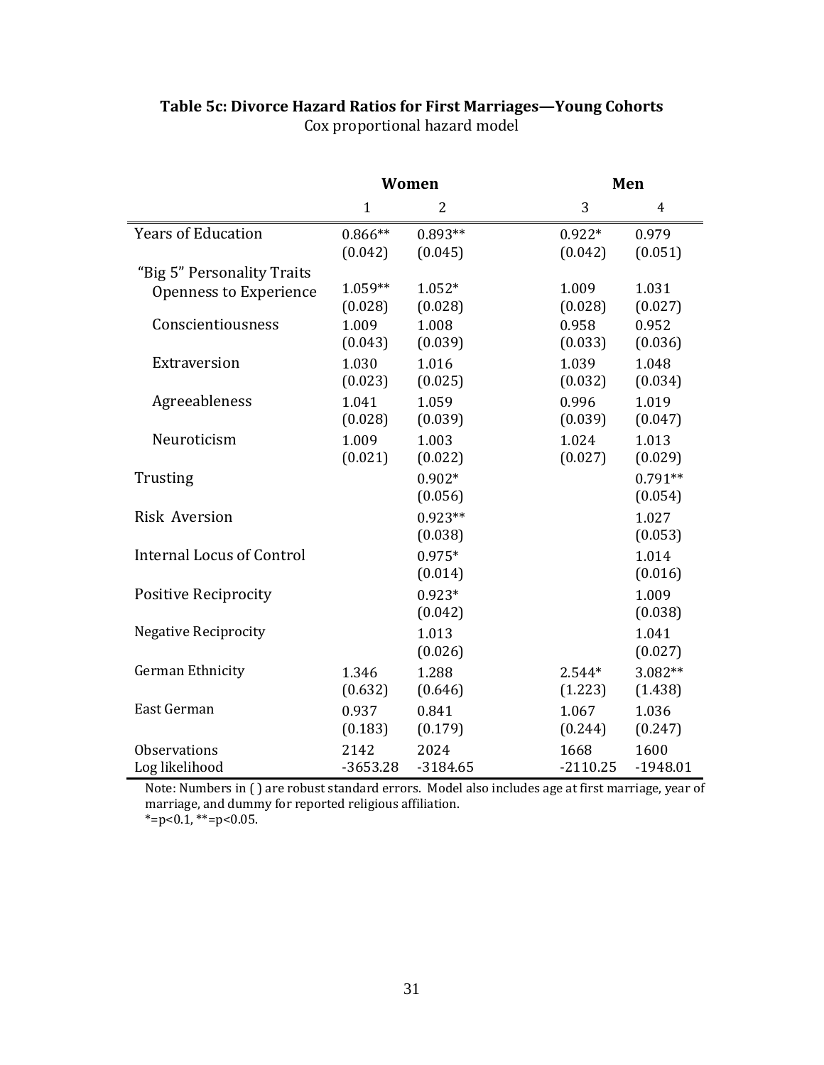**Table 5c: Divorce Hazard Ratios for First Marriages—Young Cohorts**

Cox proportional hazard model

| | Women | | Men | |
|---|---|---|---|---|
| | 1 | 2 | 3 | 4 |
| Years of Education | 0.866** | 0.893** | 0.922* | 0.979 |
| | (0.042) | (0.045) | (0.042) | (0.051) |
| "Big 5" Personality Traits | | | | |
| Openness to Experience | 1.059** | 1.052* | 1.009 | 1.031 |
| | (0.028) | (0.028) | (0.028) | (0.027) |
| Conscientiousness | 1.009 | 1.008 | 0.958 | 0.952 |
| | (0.043) | (0.039) | (0.033) | (0.036) |
| Extraversion | 1.030 | 1.016 | 1.039 | 1.048 |
| | (0.023) | (0.025) | (0.032) | (0.034) |
| Agreeableness | 1.041 | 1.059 | 0.996 | 1.019 |
| | (0.028) | (0.039) | (0.039) | (0.047) |
| Neuroticism | 1.009 | 1.003 | 1.024 | 1.013 |
| | (0.021) | (0.022) | (0.027) | (0.029) |
| Trusting | | 0.902* | | 0.791** |
| | | (0.056) | | (0.054) |
| Risk Aversion | | 0.923** | | 1.027 |
| | | (0.038) | | (0.053) |
| Internal Locus of Control | | 0.975* | | 1.014 |
| | | (0.014) | | (0.016) |
| Positive Reciprocity | | 0.923* | | 1.009 |
| | | (0.042) | | (0.038) |
| Negative Reciprocity | | 1.013 | | 1.041 |
| | | (0.026) | | (0.027) |
| German Ethnicity | 1.346 | 1.288 | 2.544* | 3.082** |
| | (0.632) | (0.646) | (1.223) | (1.438) |
| East German | 0.937 | 0.841 | 1.067 | 1.036 |
| | (0.183) | (0.179) | (0.244) | (0.247) |
| Observations | 2142 | 2024 | 1668 | 1600 |
| Log likelihood | -3653.28 | -3184.65 | -2110.25 | -1948.01 |

Note: Numbers in ( ) are robust standard errors. Model also includes age at first marriage, year of marriage, and dummy for reported religious affiliation.
*=p<0.1, **=p<0.05.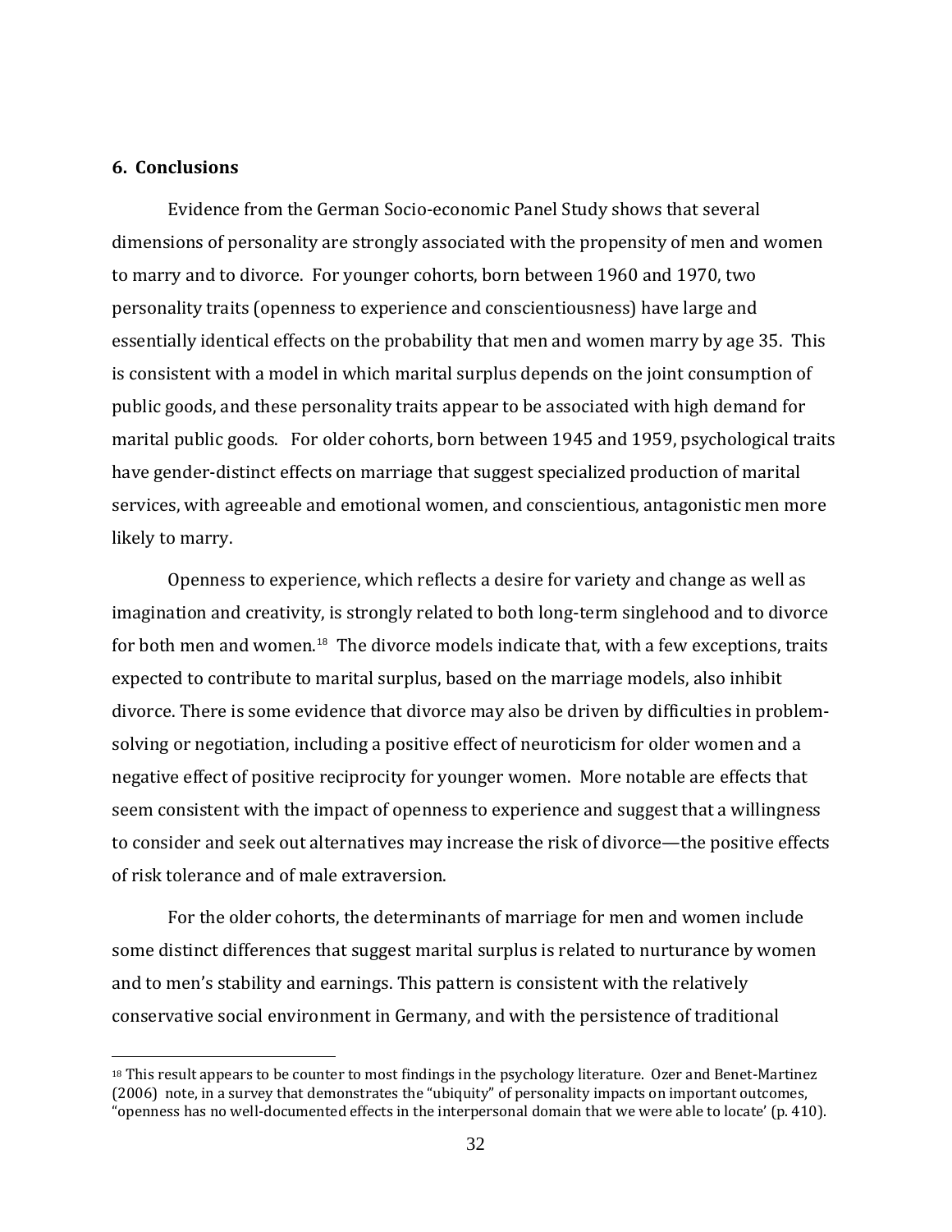## 6. Conclusions

Evidence from the German Socio-economic Panel Study shows that several dimensions of personality are strongly associated with the propensity of men and women to marry and to divorce. For younger cohorts, born between 1960 and 1970, two personality traits (openness to experience and conscientiousness) have large and essentially identical effects on the probability that men and women marry by age 35. This is consistent with a model in which marital surplus depends on the joint consumption of public goods, and these personality traits appear to be associated with high demand for marital public goods. For older cohorts, born between 1945 and 1959, psychological traits have gender-distinct effects on marriage that suggest specialized production of marital services, with agreeable and emotional women, and conscientious, antagonistic men more likely to marry.

Openness to experience, which reflects a desire for variety and change as well as imagination and creativity, is strongly related to both long-term singlehood and to divorce for both men and women.[18] The divorce models indicate that, with a few exceptions, traits expected to contribute to marital surplus, based on the marriage models, also inhibit divorce. There is some evidence that divorce may also be driven by difficulties in problem-solving or negotiation, including a positive effect of neuroticism for older women and a negative effect of positive reciprocity for younger women. More notable are effects that seem consistent with the impact of openness to experience and suggest that a willingness to consider and seek out alternatives may increase the risk of divorce—the positive effects of risk tolerance and of male extraversion.

For the older cohorts, the determinants of marriage for men and women include some distinct differences that suggest marital surplus is related to nurturance by women and to men's stability and earnings. This pattern is consistent with the relatively conservative social environment in Germany, and with the persistence of traditional

[18] This result appears to be counter to most findings in the psychology literature. Ozer and Benet-Martinez (2006) note, in a survey that demonstrates the "ubiquity" of personality impacts on important outcomes, "openness has no well-documented effects in the interpersonal domain that we were able to locate' (p. 410).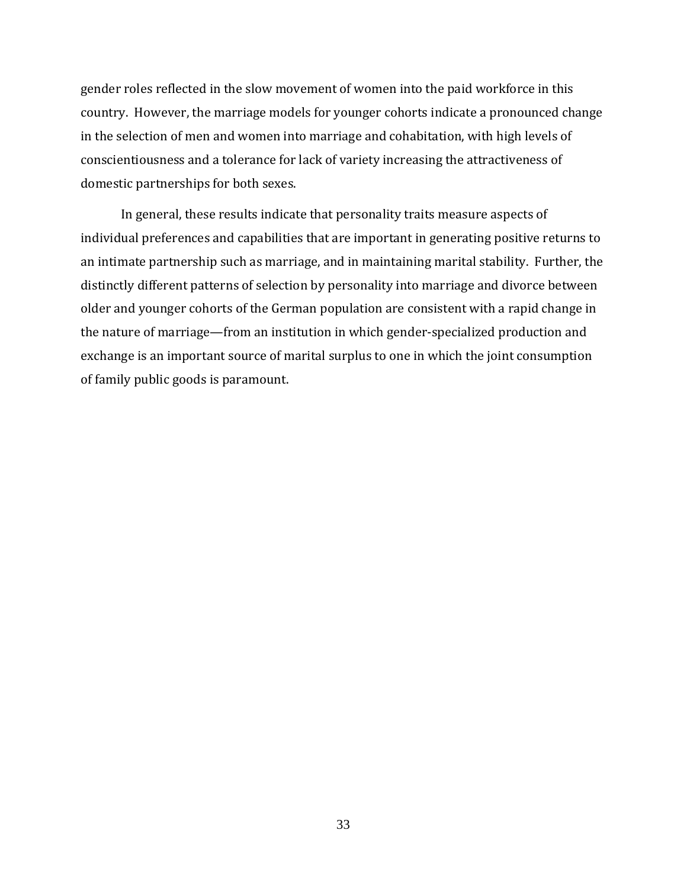gender roles reflected in the slow movement of women into the paid workforce in this country. However, the marriage models for younger cohorts indicate a pronounced change in the selection of men and women into marriage and cohabitation, with high levels of conscientiousness and a tolerance for lack of variety increasing the attractiveness of domestic partnerships for both sexes.

In general, these results indicate that personality traits measure aspects of individual preferences and capabilities that are important in generating positive returns to an intimate partnership such as marriage, and in maintaining marital stability. Further, the distinctly different patterns of selection by personality into marriage and divorce between older and younger cohorts of the German population are consistent with a rapid change in the nature of marriage—from an institution in which gender-specialized production and exchange is an important source of marital surplus to one in which the joint consumption of family public goods is paramount.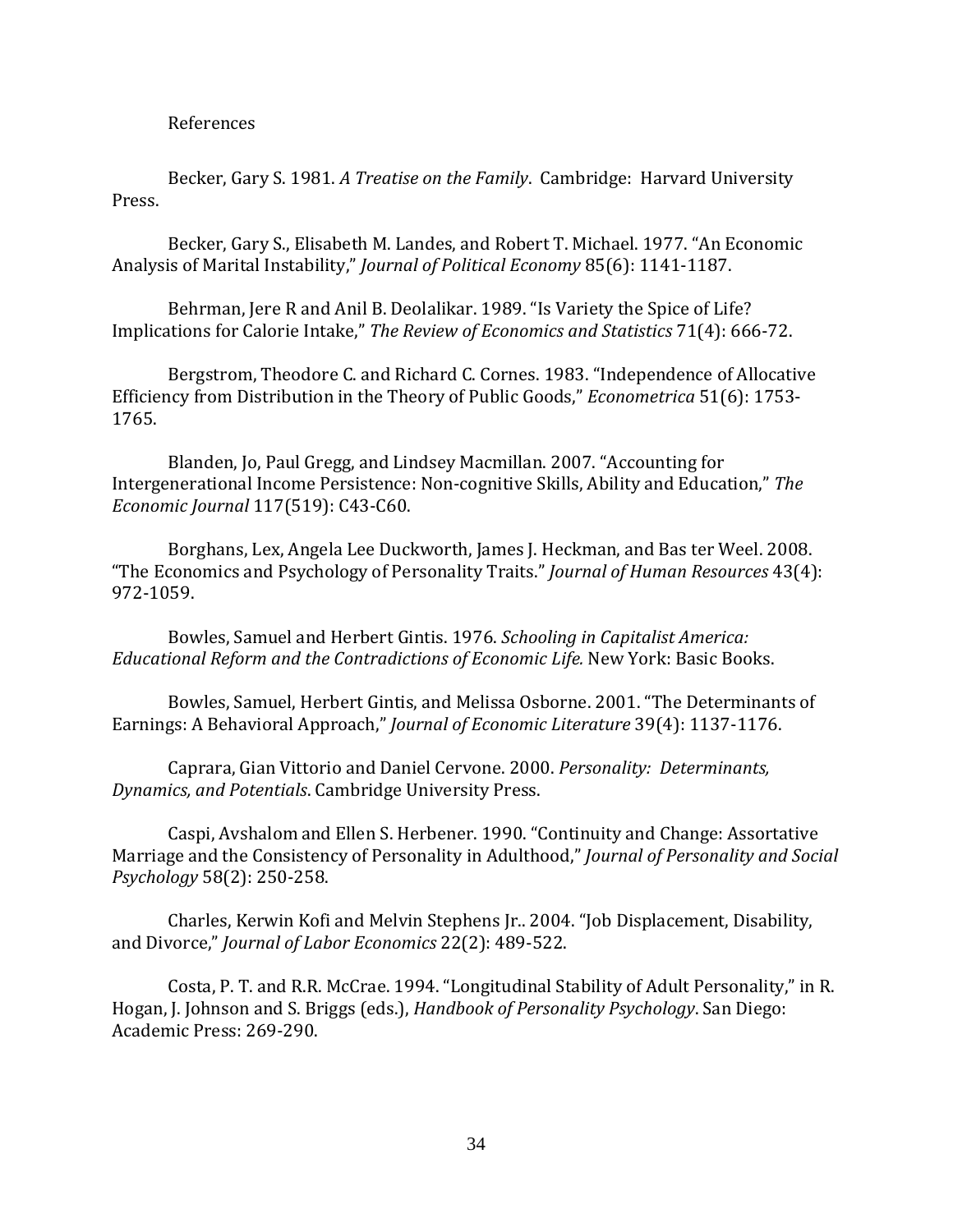References

Becker, Gary S. 1981. *A Treatise on the Family*. Cambridge: Harvard University Press.

Becker, Gary S., Elisabeth M. Landes, and Robert T. Michael. 1977. "An Economic Analysis of Marital Instability," *Journal of Political Economy* 85(6): 1141-1187.

Behrman, Jere R and Anil B. Deolalikar. 1989. "Is Variety the Spice of Life? Implications for Calorie Intake," *The Review of Economics and Statistics* 71(4): 666-72.

Bergstrom, Theodore C. and Richard C. Cornes. 1983. "Independence of Allocative Efficiency from Distribution in the Theory of Public Goods," *Econometrica* 51(6): 1753-1765.

Blanden, Jo, Paul Gregg, and Lindsey Macmillan. 2007. "Accounting for Intergenerational Income Persistence: Non-cognitive Skills, Ability and Education," *The Economic Journal* 117(519): C43-C60.

Borghans, Lex, Angela Lee Duckworth, James J. Heckman, and Bas ter Weel. 2008. "The Economics and Psychology of Personality Traits." *Journal of Human Resources* 43(4): 972-1059.

Bowles, Samuel and Herbert Gintis. 1976. *Schooling in Capitalist America: Educational Reform and the Contradictions of Economic Life.* New York: Basic Books.

Bowles, Samuel, Herbert Gintis, and Melissa Osborne. 2001. "The Determinants of Earnings: A Behavioral Approach," *Journal of Economic Literature* 39(4): 1137-1176.

Caprara, Gian Vittorio and Daniel Cervone. 2000. *Personality: Determinants, Dynamics, and Potentials*. Cambridge University Press.

Caspi, Avshalom and Ellen S. Herbener. 1990. "Continuity and Change: Assortative Marriage and the Consistency of Personality in Adulthood," *Journal of Personality and Social Psychology* 58(2): 250-258.

Charles, Kerwin Kofi and Melvin Stephens Jr.. 2004. "Job Displacement, Disability, and Divorce," *Journal of Labor Economics* 22(2): 489-522.

Costa, P. T. and R.R. McCrae. 1994. "Longitudinal Stability of Adult Personality," in R. Hogan, J. Johnson and S. Briggs (eds.), *Handbook of Personality Psychology*. San Diego: Academic Press: 269-290.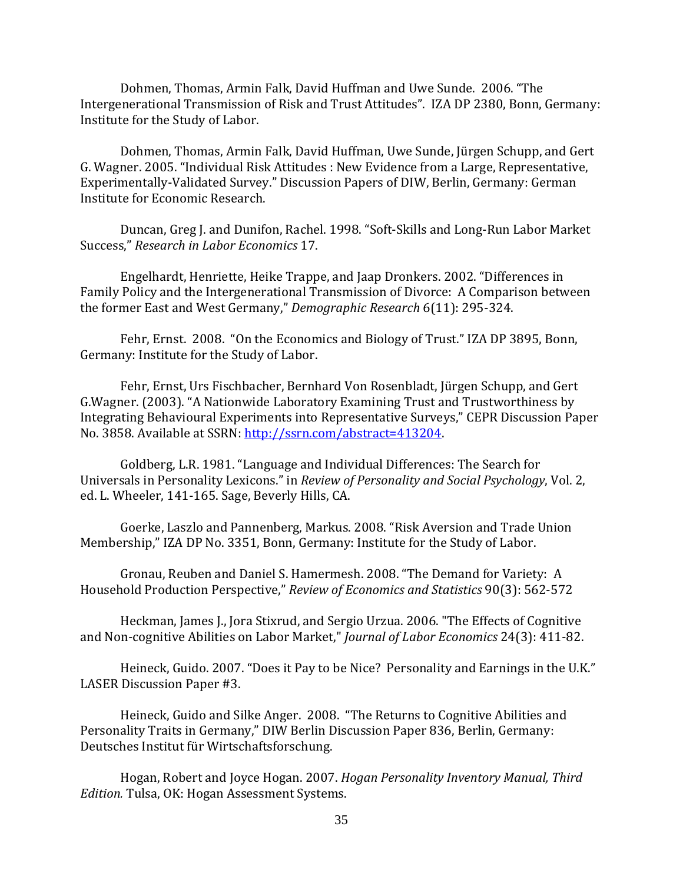Dohmen, Thomas, Armin Falk, David Huffman and Uwe Sunde. 2006. "The Intergenerational Transmission of Risk and Trust Attitudes". IZA DP 2380, Bonn, Germany: Institute for the Study of Labor.

Dohmen, Thomas, Armin Falk, David Huffman, Uwe Sunde, Jürgen Schupp, and Gert G. Wagner. 2005. "Individual Risk Attitudes : New Evidence from a Large, Representative, Experimentally-Validated Survey." Discussion Papers of DIW, Berlin, Germany: German Institute for Economic Research.

Duncan, Greg J. and Dunifon, Rachel. 1998. "Soft-Skills and Long-Run Labor Market Success," *Research in Labor Economics* 17.

Engelhardt, Henriette, Heike Trappe, and Jaap Dronkers. 2002. "Differences in Family Policy and the Intergenerational Transmission of Divorce: A Comparison between the former East and West Germany," *Demographic Research* 6(11): 295-324.

Fehr, Ernst. 2008. "On the Economics and Biology of Trust." IZA DP 3895, Bonn, Germany: Institute for the Study of Labor.

Fehr, Ernst, Urs Fischbacher, Bernhard Von Rosenbladt, Jürgen Schupp, and Gert G.Wagner. (2003). "A Nationwide Laboratory Examining Trust and Trustworthiness by Integrating Behavioural Experiments into Representative Surveys," CEPR Discussion Paper No. 3858. Available at SSRN: http://ssrn.com/abstract=413204.

Goldberg, L.R. 1981. "Language and Individual Differences: The Search for Universals in Personality Lexicons." in *Review of Personality and Social Psychology*, Vol. 2, ed. L. Wheeler, 141-165. Sage, Beverly Hills, CA.

Goerke, Laszlo and Pannenberg, Markus. 2008. "Risk Aversion and Trade Union Membership," IZA DP No. 3351, Bonn, Germany: Institute for the Study of Labor.

Gronau, Reuben and Daniel S. Hamermesh. 2008. "The Demand for Variety: A Household Production Perspective," *Review of Economics and Statistics* 90(3): 562-572

Heckman, James J., Jora Stixrud, and Sergio Urzua. 2006. "The Effects of Cognitive and Non-cognitive Abilities on Labor Market," *Journal of Labor Economics* 24(3): 411-82.

Heineck, Guido. 2007. "Does it Pay to be Nice? Personality and Earnings in the U.K." LASER Discussion Paper #3.

Heineck, Guido and Silke Anger. 2008. "The Returns to Cognitive Abilities and Personality Traits in Germany," DIW Berlin Discussion Paper 836, Berlin, Germany: Deutsches Institut für Wirtschaftsforschung.

Hogan, Robert and Joyce Hogan. 2007. *Hogan Personality Inventory Manual, Third Edition.* Tulsa, OK: Hogan Assessment Systems.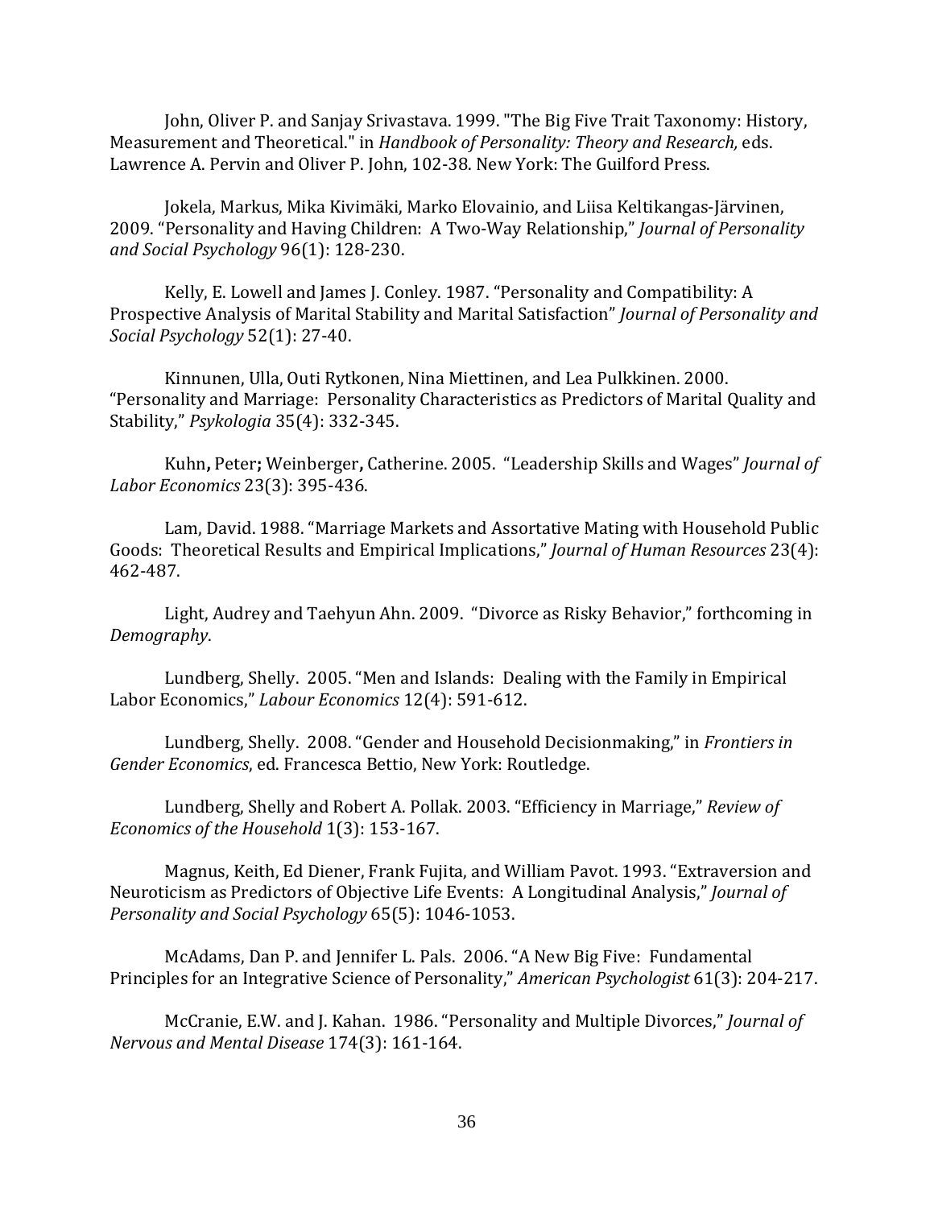John, Oliver P. and Sanjay Srivastava. 1999. "The Big Five Trait Taxonomy: History, Measurement and Theoretical." in *Handbook of Personality: Theory and Research,* eds. Lawrence A. Pervin and Oliver P. John, 102-38. New York: The Guilford Press.

Jokela, Markus, Mika Kivimäki, Marko Elovainio, and Liisa Keltikangas-Järvinen, 2009. "Personality and Having Children: A Two-Way Relationship," *Journal of Personality and Social Psychology* 96(1): 128-230.

Kelly, E. Lowell and James J. Conley. 1987. "Personality and Compatibility: A Prospective Analysis of Marital Stability and Marital Satisfaction" *Journal of Personality and Social Psychology* 52(1): 27-40.

Kinnunen, Ulla, Outi Rytkonen, Nina Miettinen, and Lea Pulkkinen. 2000. "Personality and Marriage: Personality Characteristics as Predictors of Marital Quality and Stability," *Psykologia* 35(4): 332-345.

Kuhn**,** Peter**;** Weinberger**,** Catherine. 2005. "Leadership Skills and Wages" *Journal of Labor Economics* 23(3): 395-436.

Lam, David. 1988. "Marriage Markets and Assortative Mating with Household Public Goods: Theoretical Results and Empirical Implications," *Journal of Human Resources* 23(4): 462-487.

Light, Audrey and Taehyun Ahn. 2009. "Divorce as Risky Behavior," forthcoming in *Demography*.

Lundberg, Shelly. 2005. "Men and Islands: Dealing with the Family in Empirical Labor Economics," *Labour Economics* 12(4): 591-612.

Lundberg, Shelly. 2008. "Gender and Household Decisionmaking," in *Frontiers in Gender Economics*, ed. Francesca Bettio, New York: Routledge.

Lundberg, Shelly and Robert A. Pollak. 2003. "Efficiency in Marriage," *Review of Economics of the Household* 1(3): 153-167.

Magnus, Keith, Ed Diener, Frank Fujita, and William Pavot. 1993. "Extraversion and Neuroticism as Predictors of Objective Life Events: A Longitudinal Analysis," *Journal of Personality and Social Psychology* 65(5): 1046-1053.

McAdams, Dan P. and Jennifer L. Pals. 2006. "A New Big Five: Fundamental Principles for an Integrative Science of Personality," *American Psychologist* 61(3): 204-217.

McCranie, E.W. and J. Kahan. 1986. "Personality and Multiple Divorces," *Journal of Nervous and Mental Disease* 174(3): 161-164.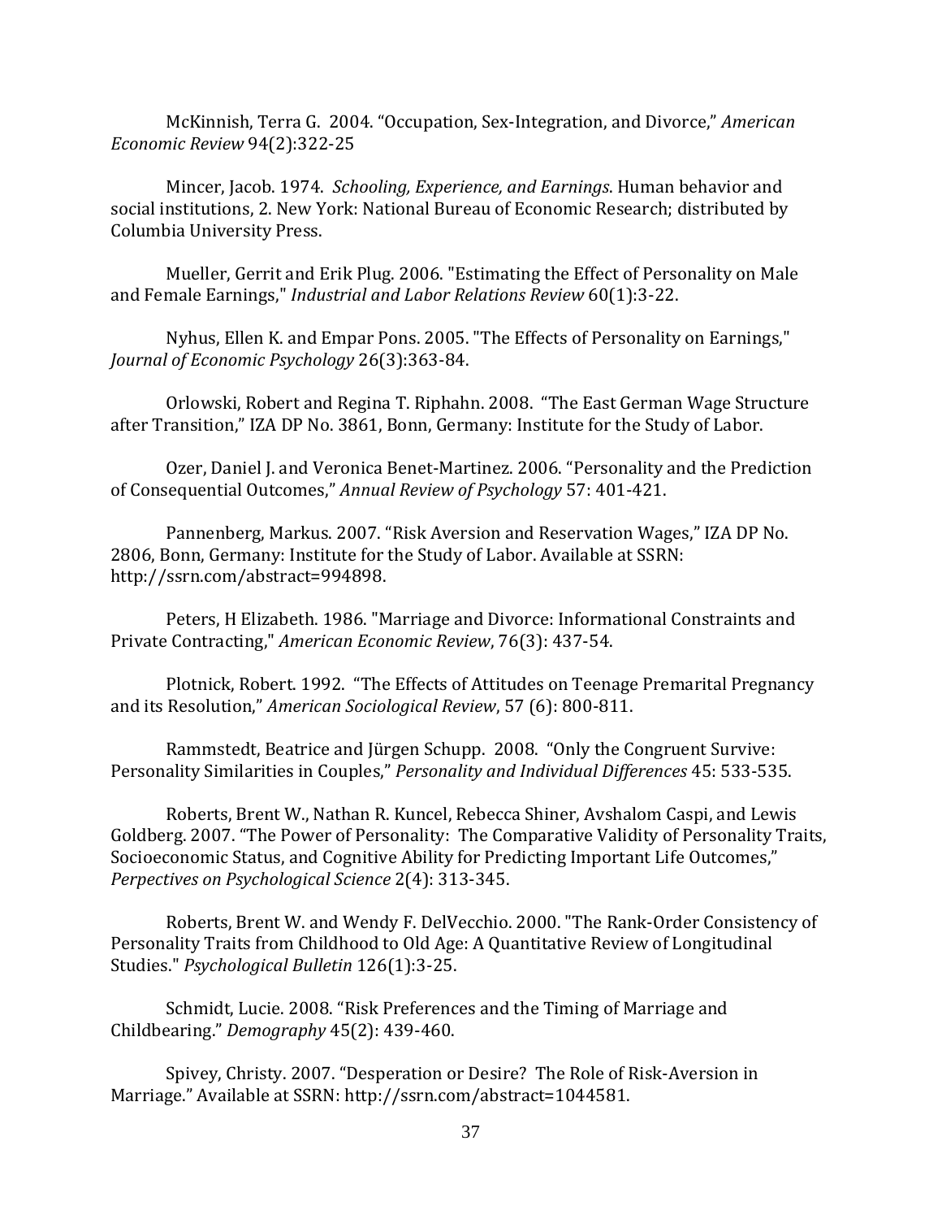McKinnish, Terra G. 2004. “Occupation, Sex-Integration, and Divorce,” *American Economic Review* 94(2):322-25

Mincer, Jacob. 1974. *Schooling, Experience, and Earnings*. Human behavior and social institutions, 2. New York: National Bureau of Economic Research; distributed by Columbia University Press.

Mueller, Gerrit and Erik Plug. 2006. "Estimating the Effect of Personality on Male and Female Earnings," *Industrial and Labor Relations Review* 60(1):3-22.

Nyhus, Ellen K. and Empar Pons. 2005. "The Effects of Personality on Earnings," *Journal of Economic Psychology* 26(3):363-84.

Orlowski, Robert and Regina T. Riphahn. 2008. “The East German Wage Structure after Transition,” IZA DP No. 3861, Bonn, Germany: Institute for the Study of Labor.

Ozer, Daniel J. and Veronica Benet-Martinez. 2006. “Personality and the Prediction of Consequential Outcomes,” *Annual Review of Psychology* 57: 401-421.

Pannenberg, Markus. 2007. “Risk Aversion and Reservation Wages,” IZA DP No. 2806, Bonn, Germany: Institute for the Study of Labor. Available at SSRN: http://ssrn.com/abstract=994898.

Peters, H Elizabeth. 1986. "Marriage and Divorce: Informational Constraints and Private Contracting," *American Economic Review*, 76(3): 437-54.

Plotnick, Robert. 1992. “The Effects of Attitudes on Teenage Premarital Pregnancy and its Resolution,” *American Sociological Review*, 57 (6): 800-811.

Rammstedt, Beatrice and Jürgen Schupp. 2008. “Only the Congruent Survive: Personality Similarities in Couples,” *Personality and Individual Differences* 45: 533-535.

Roberts, Brent W., Nathan R. Kuncel, Rebecca Shiner, Avshalom Caspi, and Lewis Goldberg. 2007. “The Power of Personality: The Comparative Validity of Personality Traits, Socioeconomic Status, and Cognitive Ability for Predicting Important Life Outcomes,” *Perpectives on Psychological Science* 2(4): 313-345.

Roberts, Brent W. and Wendy F. DelVecchio. 2000. "The Rank-Order Consistency of Personality Traits from Childhood to Old Age: A Quantitative Review of Longitudinal Studies." *Psychological Bulletin* 126(1):3-25.

Schmidt, Lucie. 2008. “Risk Preferences and the Timing of Marriage and Childbearing.” *Demography* 45(2): 439-460.

Spivey, Christy. 2007. “Desperation or Desire? The Role of Risk-Aversion in Marriage.” Available at SSRN: http://ssrn.com/abstract=1044581.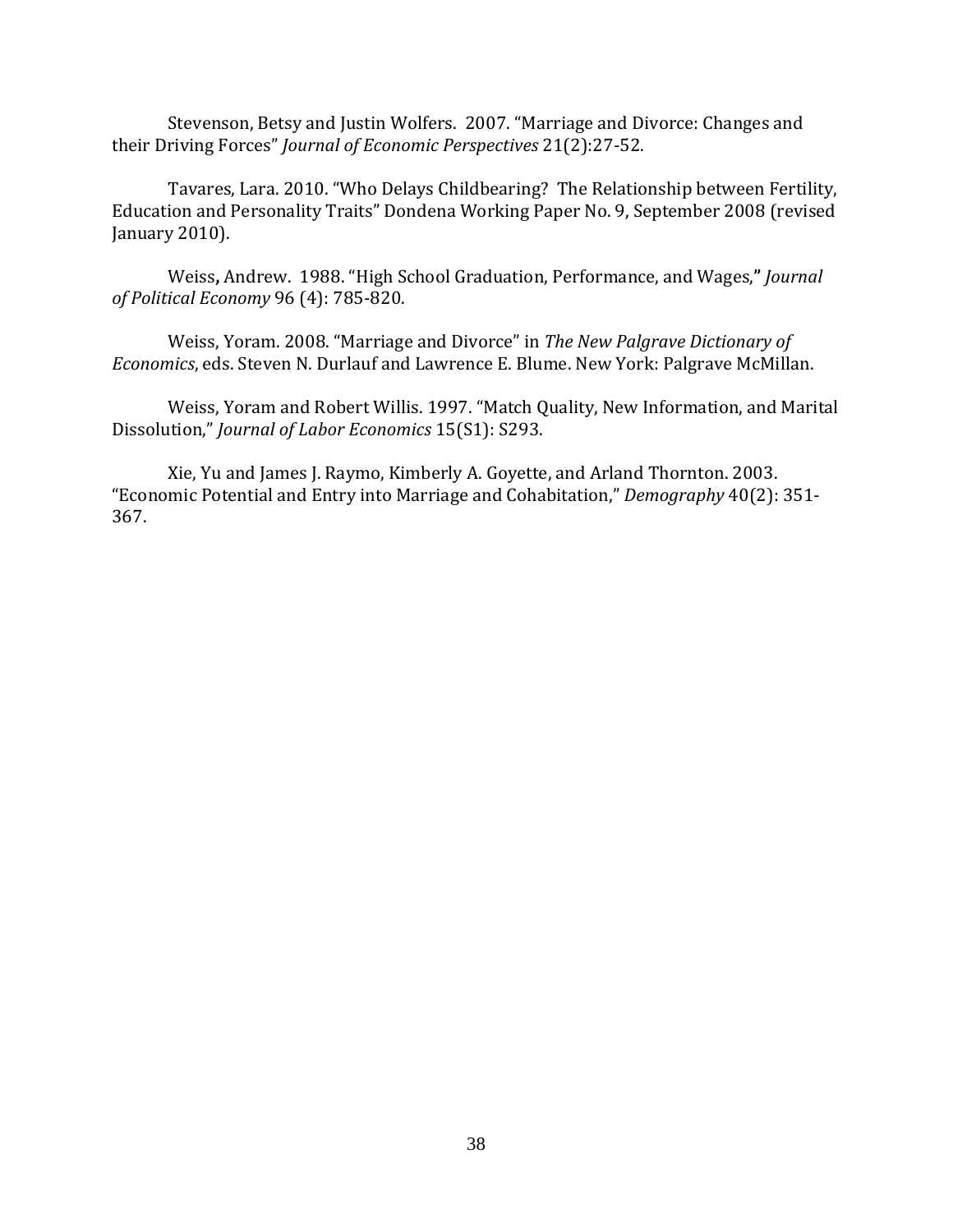Stevenson, Betsy and Justin Wolfers. 2007. "Marriage and Divorce: Changes and their Driving Forces" *Journal of Economic Perspectives* 21(2):27-52.

Tavares, Lara. 2010. "Who Delays Childbearing? The Relationship between Fertility, Education and Personality Traits" Dondena Working Paper No. 9, September 2008 (revised January 2010).

Weiss**,** Andrew. 1988. "High School Graduation, Performance, and Wages,**"** *Journal of Political Economy* 96 (4): 785-820.

Weiss, Yoram. 2008. "Marriage and Divorce" in *The New Palgrave Dictionary of Economics*, eds. Steven N. Durlauf and Lawrence E. Blume. New York: Palgrave McMillan.

Weiss, Yoram and Robert Willis. 1997. "Match Quality, New Information, and Marital Dissolution," *Journal of Labor Economics* 15(S1): S293.

Xie, Yu and James J. Raymo, Kimberly A. Goyette, and Arland Thornton. 2003. "Economic Potential and Entry into Marriage and Cohabitation," *Demography* 40(2): 351-367.